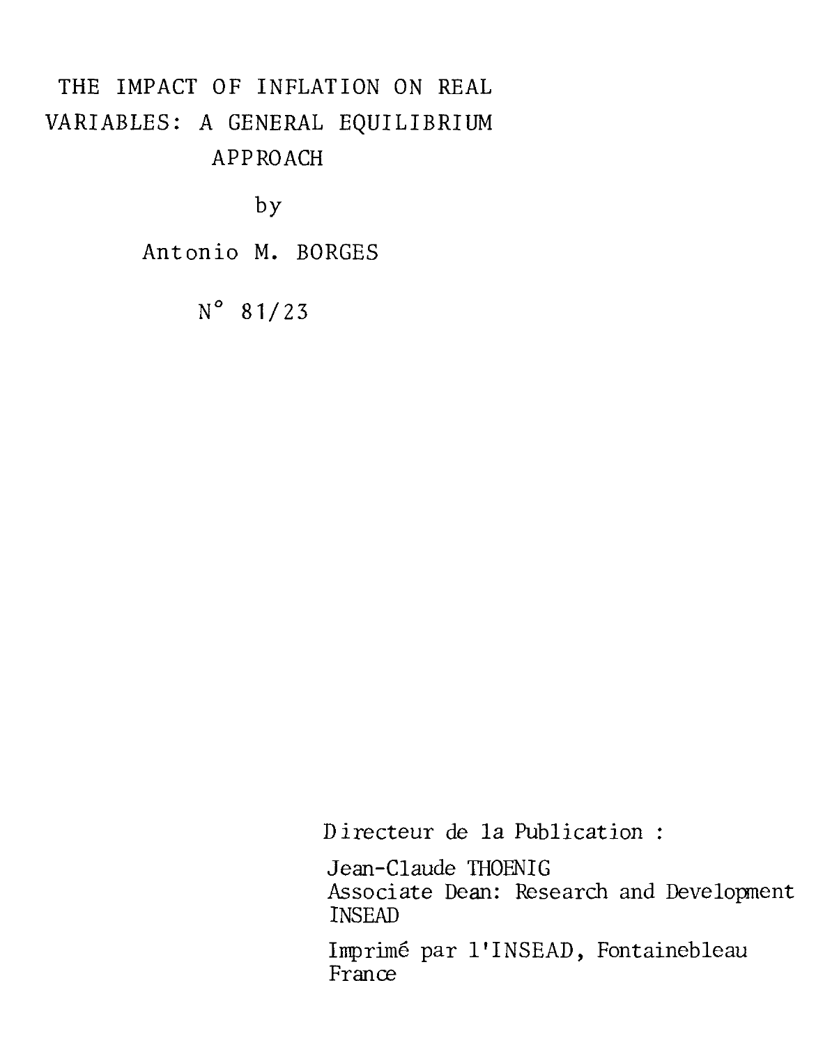# THE IMPACT OF INFLATION ON REAL VARIABLES: A GENERAL EQUILIBRIUM APPROACH

by

Antonio M. BORGES

N° 81/23

Directeur de la Publication :

Jean-Claude THOENIG
Associate Dean: Research and Development
INSEAD

Imprimé par l'INSEAD, Fontainebleau
France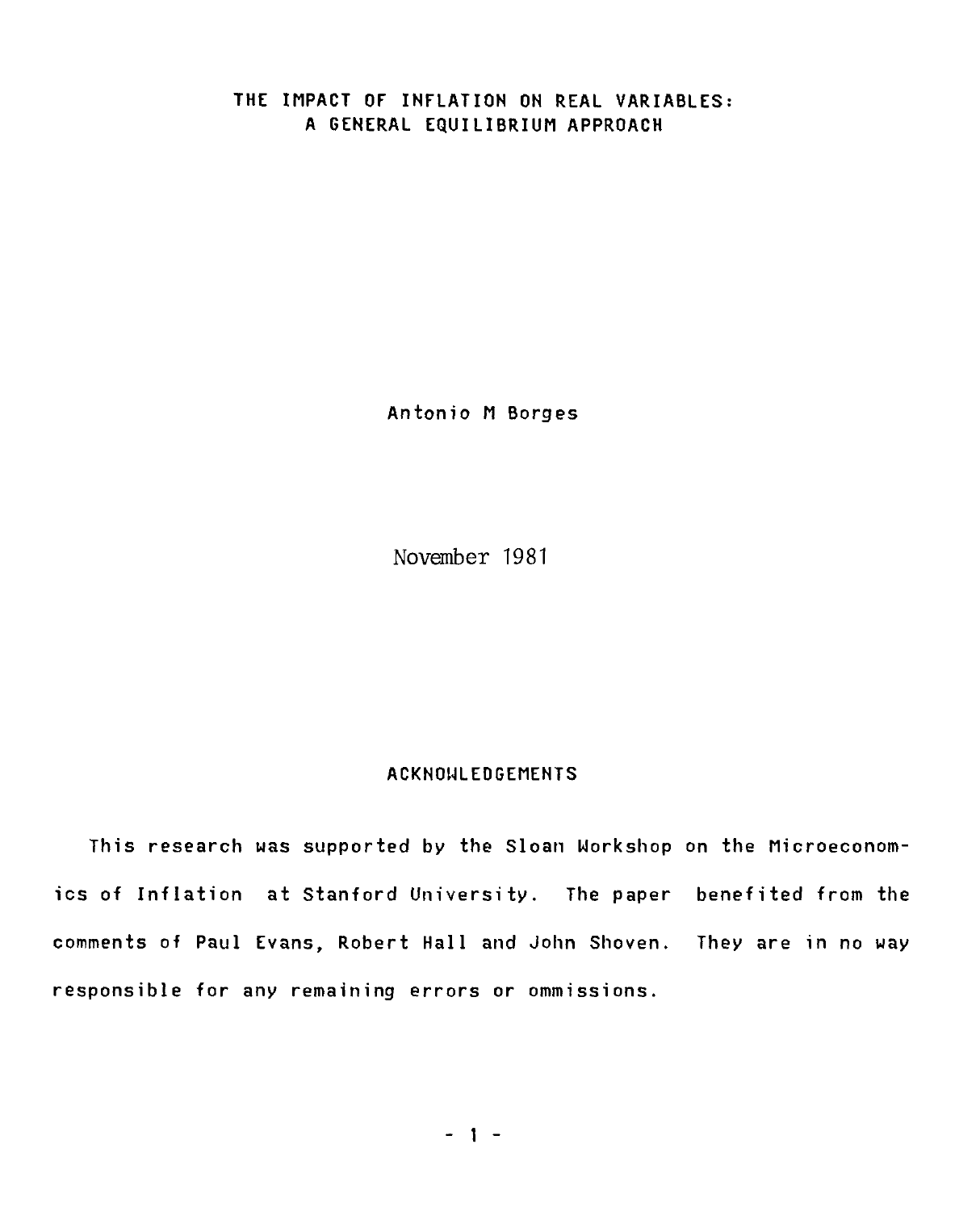# THE IMPACT OF INFLATION ON REAL VARIABLES: A GENERAL EQUILIBRIUM APPROACH

Antonio M Borges

November 1981

## ACKNOWLEDGEMENTS

This research was supported by the Sloan Workshop on the Microeconomics of Inflation at Stanford University. The paper benefited from the comments of Paul Evans, Robert Hall and John Shoven. They are in no way responsible for any remaining errors or ommissions.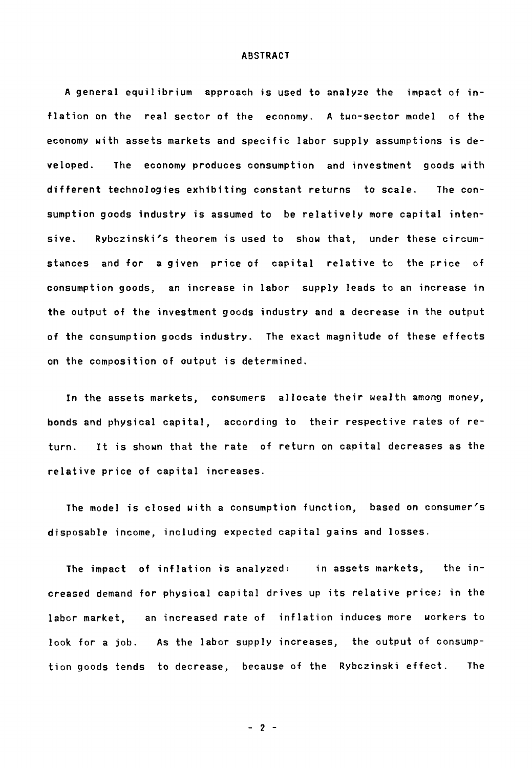# ABSTRACT

A general equilibrium approach is used to analyze the impact of inflation on the real sector of the economy. A two-sector model of the economy with assets markets and specific labor supply assumptions is developed. The economy produces consumption and investment goods with different technologies exhibiting constant returns to scale. The consumption goods industry is assumed to be relatively more capital intensive. Rybczinski's theorem is used to show that, under these circumstances and for a given price of capital relative to the price of consumption goods, an increase in labor supply leads to an increase in the output of the investment goods industry and a decrease in the output of the consumption goods industry. The exact magnitude of these effects on the composition of output is determined.

In the assets markets, consumers allocate their wealth among money, bonds and physical capital, according to their respective rates of return. It is shown that the rate of return on capital decreases as the relative price of capital increases.

The model is closed with a consumption function, based on consumer's disposable income, including expected capital gains and losses.

The impact of inflation is analyzed: in assets markets, the increased demand for physical capital drives up its relative price; in the labor market, an increased rate of inflation induces more workers to look for a job. As the labor supply increases, the output of consumption goods tends to decrease, because of the Rybczinski effect. The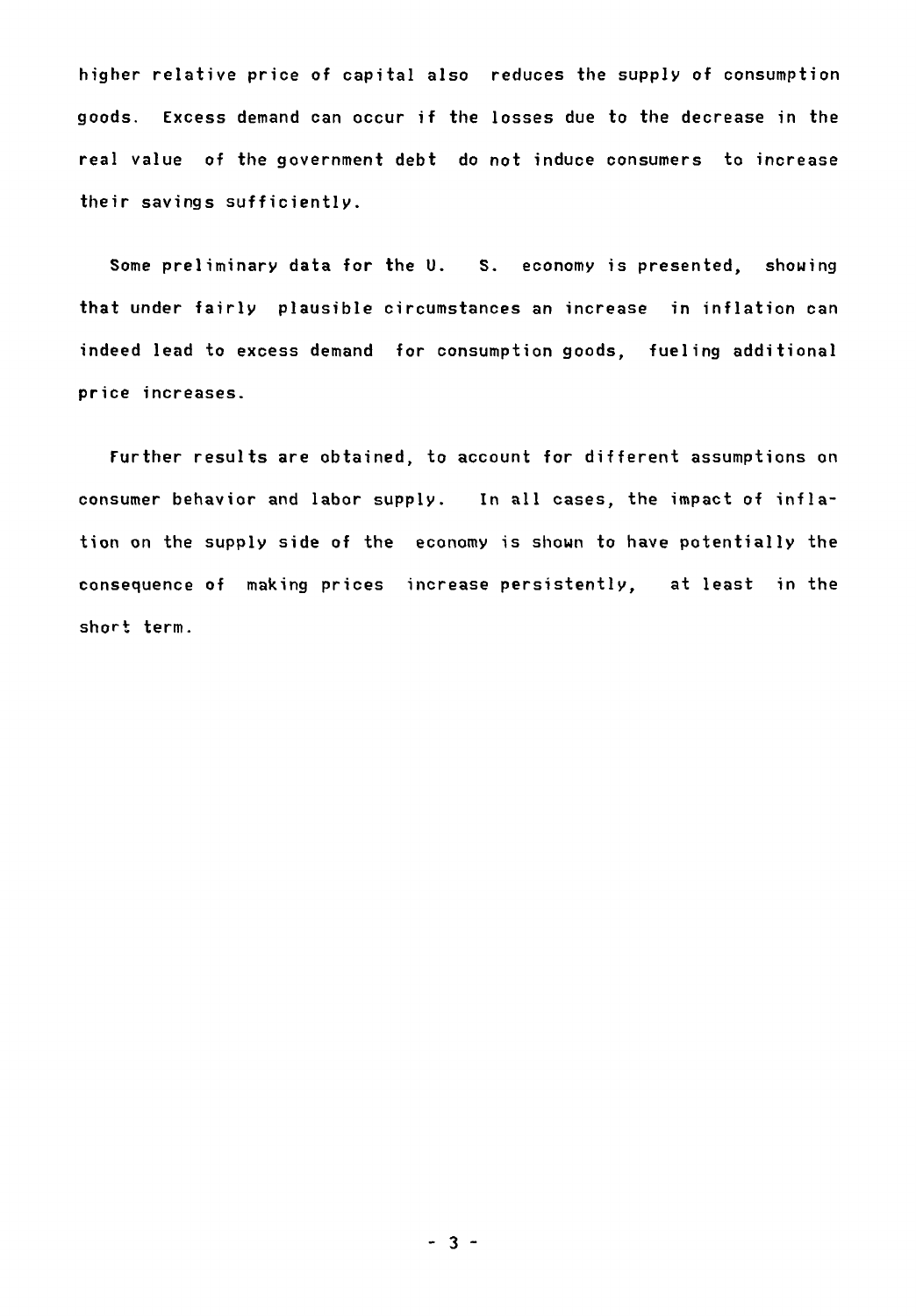higher relative price of capital also reduces the supply of consumption goods. Excess demand can occur if the losses due to the decrease in the real value of the government debt do not induce consumers to increase their savings sufficiently.

Some preliminary data for the U. S. economy is presented, showing that under fairly plausible circumstances an increase in inflation can indeed lead to excess demand for consumption goods, fueling additional price increases.

Further results are obtained, to account for different assumptions on consumer behavior and labor supply. In all cases, the impact of inflation on the supply side of the economy is shown to have potentially the consequence of making prices increase persistently, at least in the short term.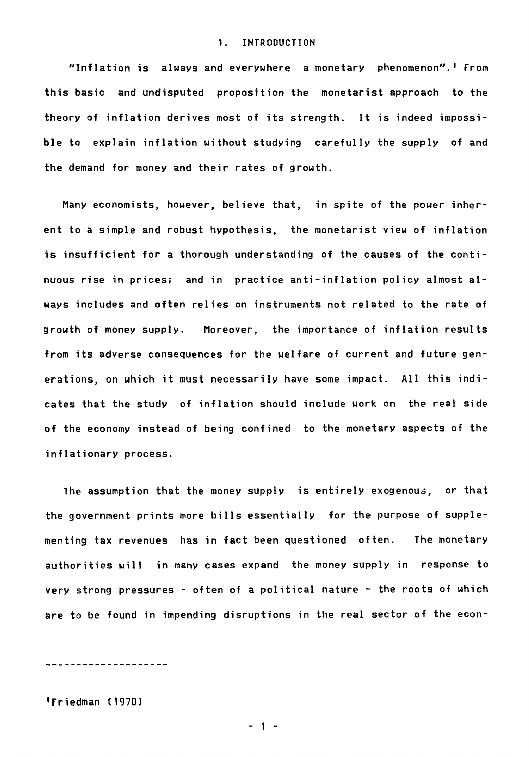# 1. INTRODUCTION

"Inflation is always and everywhere a monetary phenomenon".[1] From this basic and undisputed proposition the monetarist approach to the theory of inflation derives most of its strength. It is indeed impossible to explain inflation without studying carefully the supply of and the demand for money and their rates of growth.

Many economists, however, believe that, in spite of the power inherent to a simple and robust hypothesis, the monetarist view of inflation is insufficient for a thorough understanding of the causes of the continuous rise in prices; and in practice anti-inflation policy almost always includes and often relies on instruments not related to the rate of growth of money supply. Moreover, the importance of inflation results from its adverse consequences for the welfare of current and future generations, on which it must necessarily have some impact. All this indicates that the study of inflation should include work on the real side of the economy instead of being confined to the monetary aspects of the inflationary process.

The assumption that the money supply is entirely exogenous, or that the government prints more bills essentially for the purpose of supplementing tax revenues has in fact been questioned often. The monetary authorities will in many cases expand the money supply in response to very strong pressures - often of a political nature - the roots of which are to be found in impending disruptions in the real sector of the econ-

---

[1] Friedman (1970)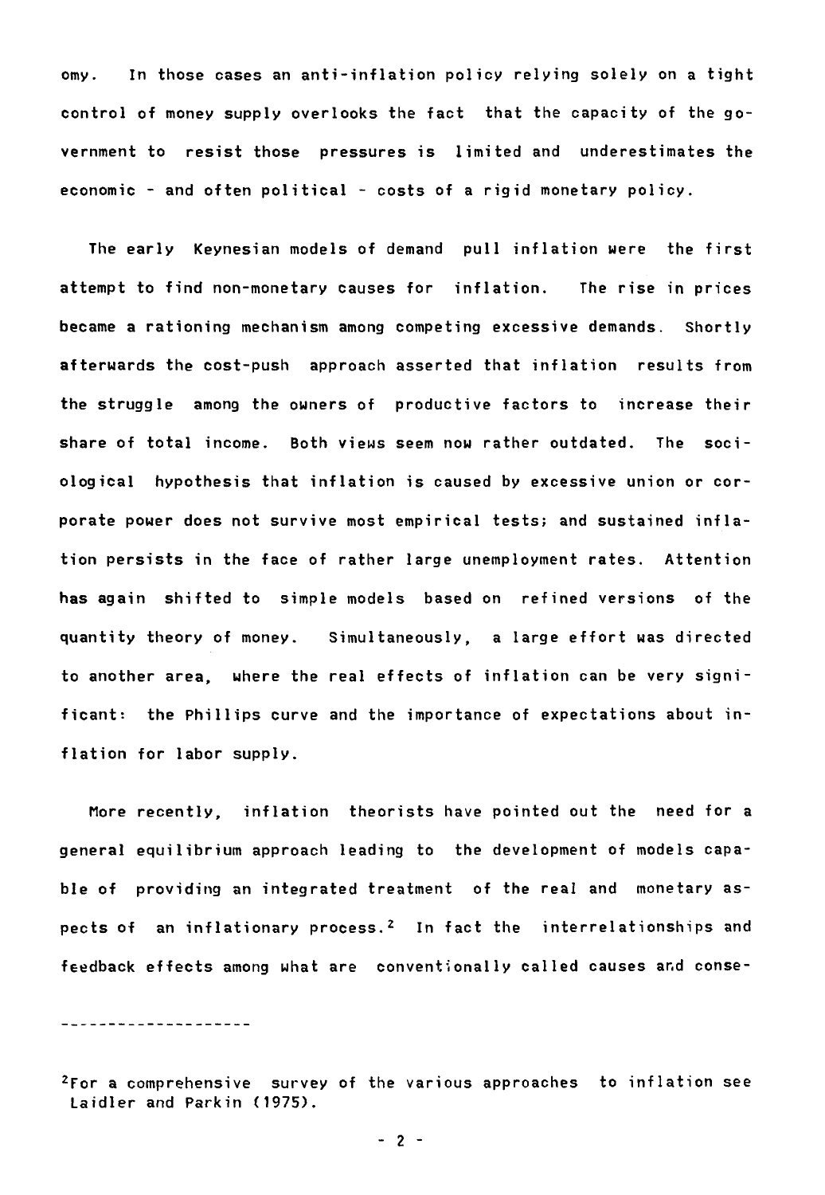omy. In those cases an anti-inflation policy relying solely on a tight control of money supply overlooks the fact that the capacity of the government to resist those pressures is limited and underestimates the economic - and often political - costs of a rigid monetary policy.

The early Keynesian models of demand pull inflation were the first attempt to find non-monetary causes for inflation. The rise in prices became a rationing mechanism among competing excessive demands. Shortly afterwards the cost-push approach asserted that inflation results from the struggle among the owners of productive factors to increase their share of total income. Both views seem now rather outdated. The sociological hypothesis that inflation is caused by excessive union or corporate power does not survive most empirical tests; and sustained inflation persists in the face of rather large unemployment rates. Attention has again shifted to simple models based on refined versions of the quantity theory of money. Simultaneously, a large effort was directed to another area, where the real effects of inflation can be very significant: the Phillips curve and the importance of expectations about inflation for labor supply.

More recently, inflation theorists have pointed out the need for a general equilibrium approach leading to the development of models capable of providing an integrated treatment of the real and monetary aspects of an inflationary process.[2] In fact the interrelationships and feedback effects among what are conventionally called causes and conse-

---

[2]For a comprehensive survey of the various approaches to inflation see Laidler and Parkin (1975).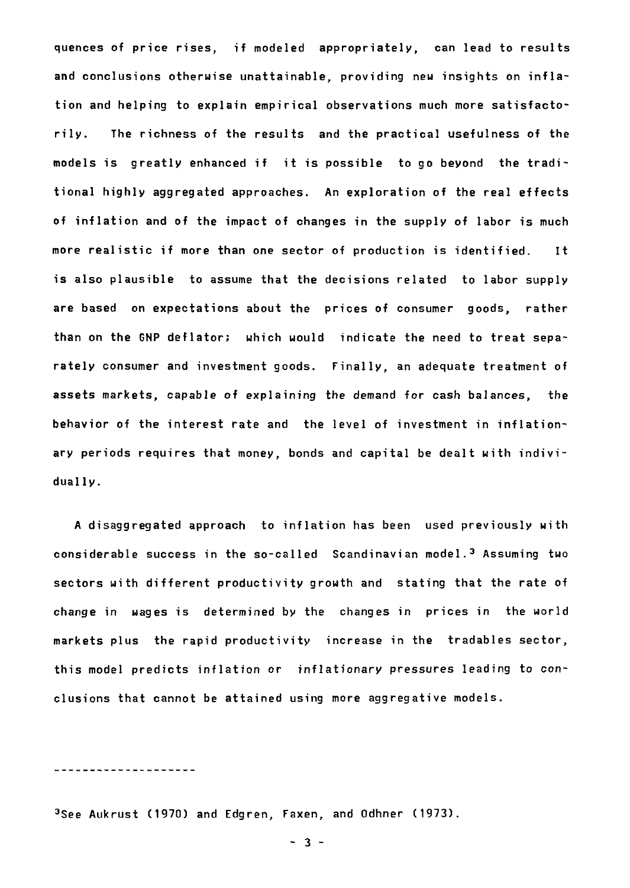quences of price rises, if modeled appropriately, can lead to results and conclusions otherwise unattainable, providing new insights on inflation and helping to explain empirical observations much more satisfactorily. The richness of the results and the practical usefulness of the models is greatly enhanced if it is possible to go beyond the traditional highly aggregated approaches. An exploration of the real effects of inflation and of the impact of changes in the supply of labor is much more realistic if more than one sector of production is identified. It is also plausible to assume that the decisions related to labor supply are based on expectations about the prices of consumer goods, rather than on the GNP deflator; which would indicate the need to treat separately consumer and investment goods. Finally, an adequate treatment of assets markets, capable of explaining the demand for cash balances, the behavior of the interest rate and the level of investment in inflationary periods requires that money, bonds and capital be dealt with individually.

A disaggregated approach to inflation has been used previously with considerable success in the so-called Scandinavian model.[3] Assuming two sectors with different productivity growth and stating that the rate of change in wages is determined by the changes in prices in the world markets plus the rapid productivity increase in the tradables sector, this model predicts inflation or inflationary pressures leading to conclusions that cannot be attained using more aggregative models.

---

[3]See Aukrust (1970) and Edgren, Faxen, and Odhner (1973).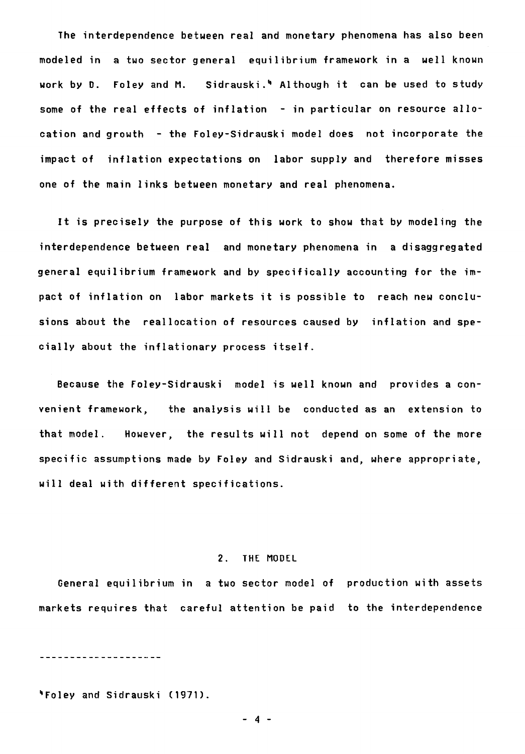The interdependence between real and monetary phenomena has also been modeled in a two sector general equilibrium framework in a well known work by D. Foley and M. Sidrauski.[4] Although it can be used to study some of the real effects of inflation - in particular on resource allocation and growth - the Foley-Sidrauski model does not incorporate the impact of inflation expectations on labor supply and therefore misses one of the main links between monetary and real phenomena.

It is precisely the purpose of this work to show that by modeling the interdependence between real and monetary phenomena in a disaggregated general equilibrium framework and by specifically accounting for the impact of inflation on labor markets it is possible to reach new conclusions about the reallocation of resources caused by inflation and specially about the inflationary process itself.

Because the Foley-Sidrauski model is well known and provides a convenient framework, the analysis will be conducted as an extension to that model. However, the results will not depend on some of the more specific assumptions made by Foley and Sidrauski and, where appropriate, will deal with different specifications.

## 2. THE MODEL

General equilibrium in a two sector model of production with assets markets requires that careful attention be paid to the interdependence

---

[4] Foley and Sidrauski (1971).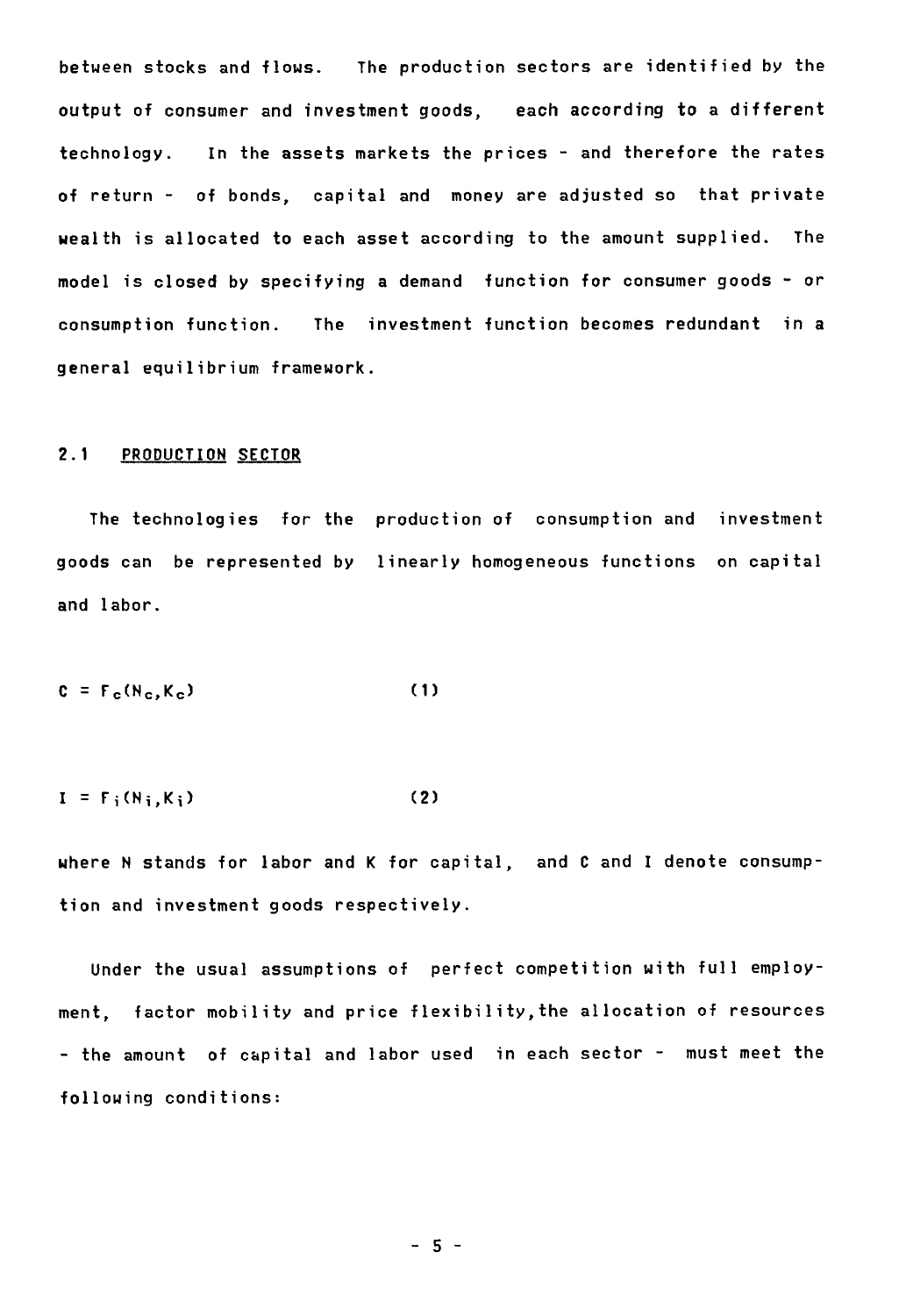between stocks and flows. The production sectors are identified by the output of consumer and investment goods, each according to a different technology. In the assets markets the prices - and therefore the rates of return - of bonds, capital and money are adjusted so that private wealth is allocated to each asset according to the amount supplied. The model is closed by specifying a demand function for consumer goods - or consumption function. The investment function becomes redundant in a general equilibrium framework.

## 2.1 PRODUCTION SECTOR

The technologies for the production of consumption and investment goods can be represented by linearly homogeneous functions on capital and labor.

$$C = F_c(N_c, K_c) \qquad (1)$$

$$I = F_i(N_i, K_i) \qquad (2)$$

where N stands for labor and K for capital, and C and I denote consumption and investment goods respectively.

Under the usual assumptions of perfect competition with full employment, factor mobility and price flexibility, the allocation of resources - the amount of capital and labor used in each sector - must meet the following conditions: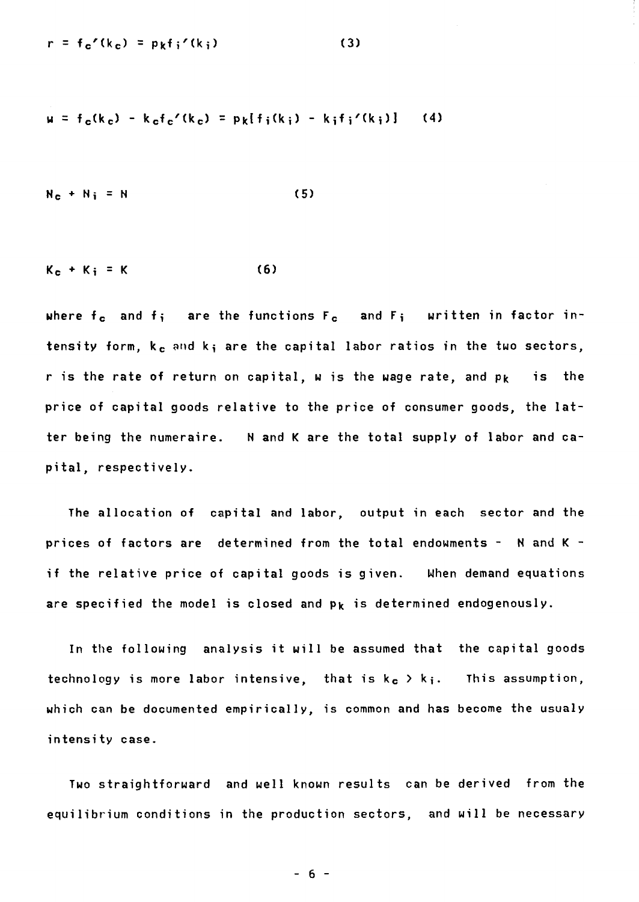$$r = f_c'(k_c) = p_k f_i'(k_i) \qquad (3)$$

$$w = f_c(k_c) - k_c f_c'(k_c) = p_k[f_i(k_i) - k_i f_i'(k_i)] \qquad (4)$$

$$N_c + N_i = N \qquad (5)$$

$$K_c + K_i = K \qquad (6)$$

where $f_c$ and $f_i$ are the functions $F_c$ and $F_i$ written in factor intensity form, $k_c$ and $k_i$ are the capital labor ratios in the two sectors, r is the rate of return on capital, w is the wage rate, and $p_k$ is the price of capital goods relative to the price of consumer goods, the latter being the numeraire. N and K are the total supply of labor and capital, respectively.

The allocation of capital and labor, output in each sector and the prices of factors are determined from the total endowments - N and K - if the relative price of capital goods is given. When demand equations are specified the model is closed and $p_k$ is determined endogenously.

In the following analysis it will be assumed that the capital goods technology is more labor intensive, that is $k_c > k_i$. This assumption, which can be documented empirically, is common and has become the usualy intensity case.

Two straightforward and well known results can be derived from the equilibrium conditions in the production sectors, and will be necessary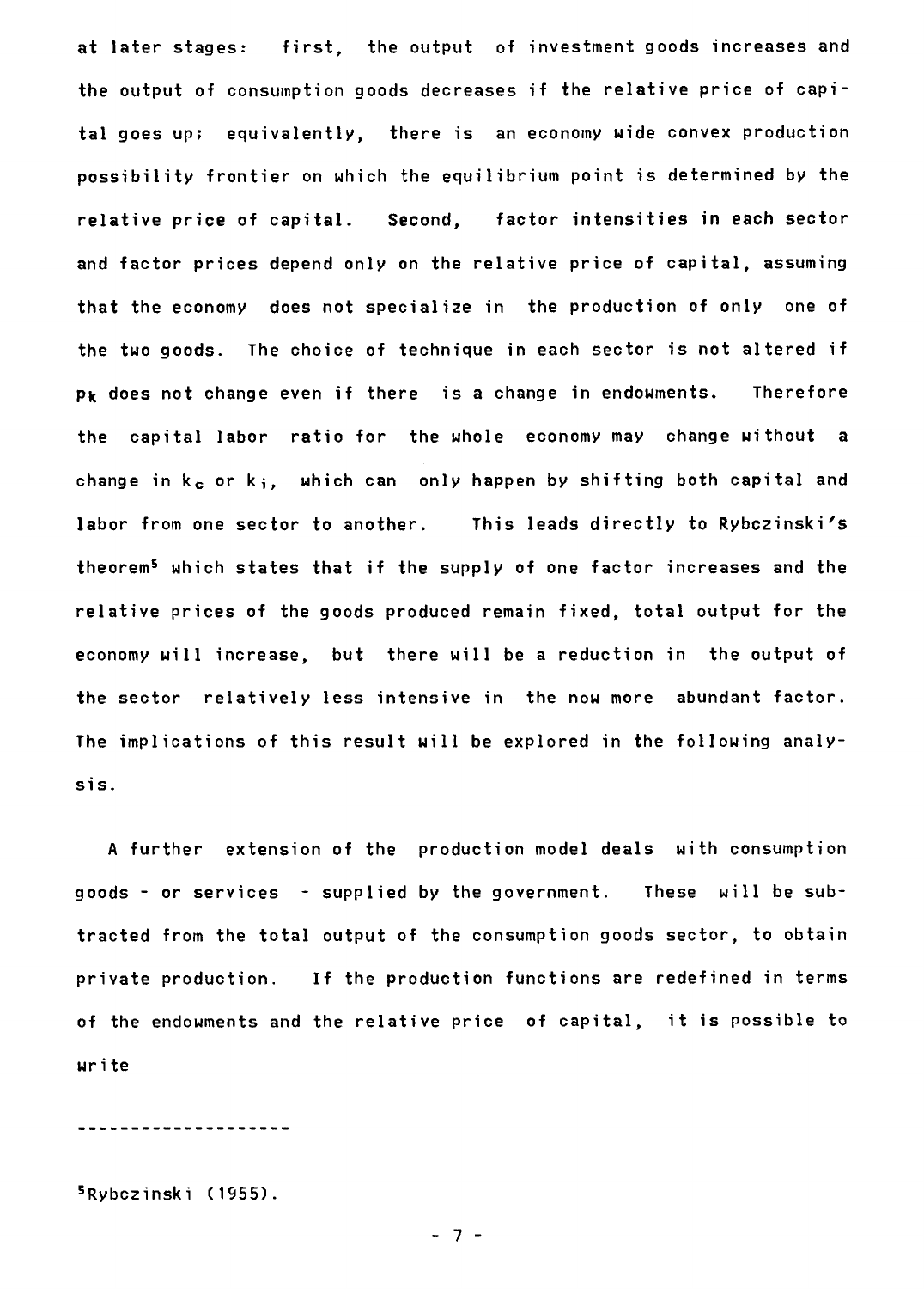at later stages: first, the output of investment goods increases and the output of consumption goods decreases if the relative price of capital goes up; equivalently, there is an economy wide convex production possibility frontier on which the equilibrium point is determined by the relative price of capital. Second, factor intensities in each sector and factor prices depend only on the relative price of capital, assuming that the economy does not specialize in the production of only one of the two goods. The choice of technique in each sector is not altered if $p_k$ does not change even if there is a change in endowments. Therefore the capital labor ratio for the whole economy may change without a change in $k_c$ or $k_i$, which can only happen by shifting both capital and labor from one sector to another. This leads directly to Rybczinski's theorem[5] which states that if the supply of one factor increases and the relative prices of the goods produced remain fixed, total output for the economy will increase, but there will be a reduction in the output of the sector relatively less intensive in the now more abundant factor. The implications of this result will be explored in the following analysis.

A further extension of the production model deals with consumption goods - or services - supplied by the government. These will be subtracted from the total output of the consumption goods sector, to obtain private production. If the production functions are redefined in terms of the endowments and the relative price of capital, it is possible to write

---

[5] Rybczinski (1955).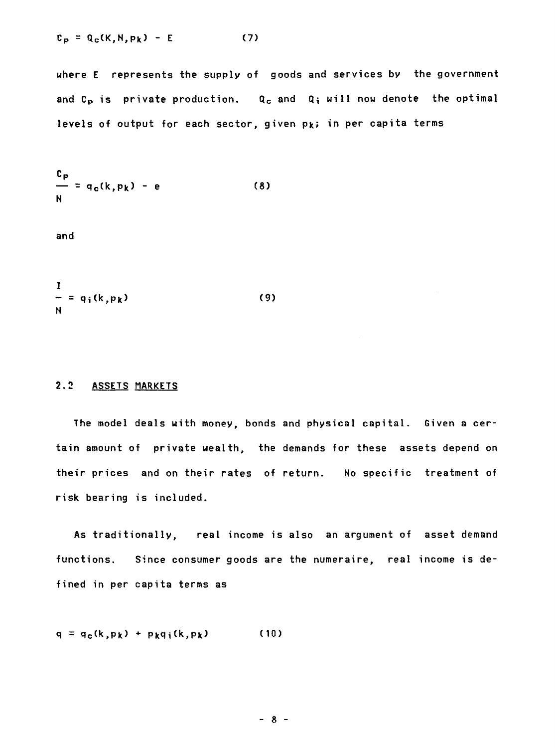$$C_p = Q_c(K,N,p_k) - E \qquad (7)$$

where E represents the supply of goods and services by the government and $C_p$ is private production. $Q_c$ and $Q_i$ will now denote the optimal levels of output for each sector, given $p_k$; in per capita terms

$$\frac{C_p}{N} = q_c(k,p_k) - e \qquad (8)$$

and

$$\frac{I}{N} = q_i(k,p_k) \qquad (9)$$

## 2.2 ASSETS MARKETS

The model deals with money, bonds and physical capital. Given a certain amount of private wealth, the demands for these assets depend on their prices and on their rates of return. No specific treatment of risk bearing is included.

As traditionally, real income is also an argument of asset demand functions. Since consumer goods are the numeraire, real income is defined in per capita terms as

$$q = q_c(k,p_k) + p_k q_i(k,p_k) \qquad (10)$$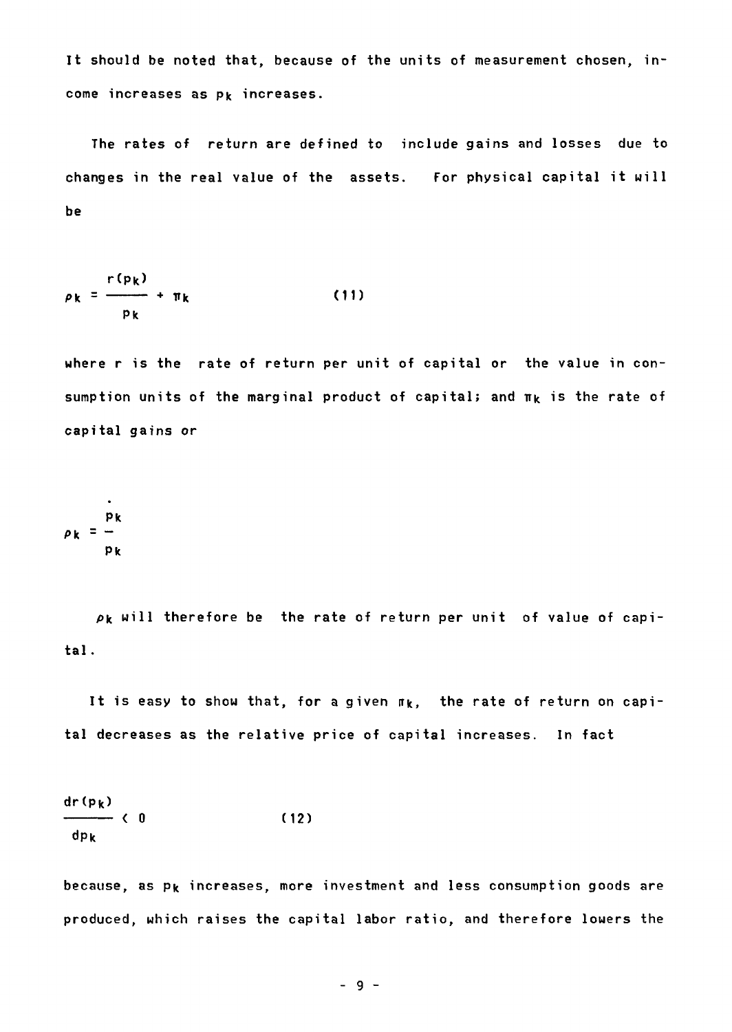It should be noted that, because of the units of measurement chosen, income increases as $p_k$ increases.

The rates of return are defined to include gains and losses due to changes in the real value of the assets. For physical capital it will be

$$\rho_k = \frac{r(p_k)}{p_k} + \pi_k \qquad (11)$$

where r is the rate of return per unit of capital or the value in consumption units of the marginal product of capital; and $\pi_k$ is the rate of capital gains or

$$\rho_k = \frac{\dot{p}_k}{p_k}$$

$\rho_k$ will therefore be the rate of return per unit of value of capital.

It is easy to show that, for a given $\pi_k$, the rate of return on capital decreases as the relative price of capital increases. In fact

$$\frac{dr(p_k)}{dp_k} < 0 \qquad (12)$$

because, as $p_k$ increases, more investment and less consumption goods are produced, which raises the capital labor ratio, and therefore lowers the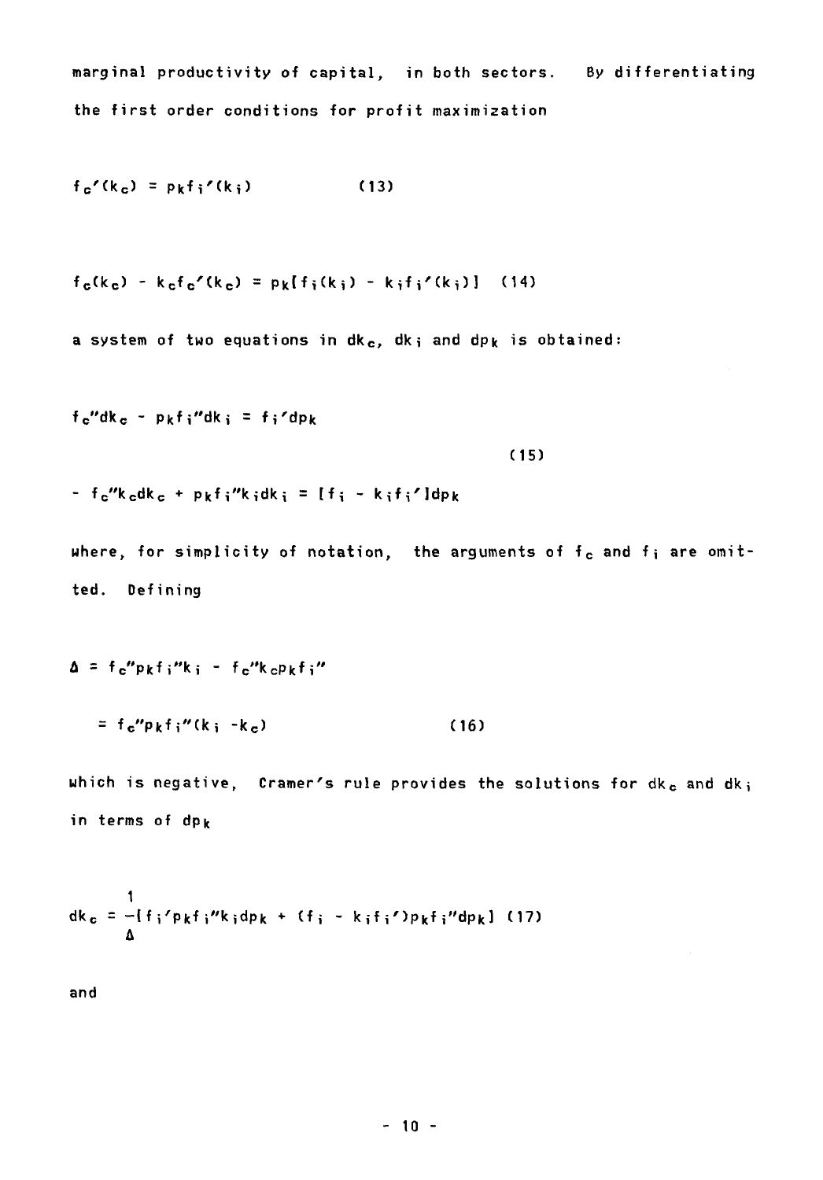marginal productivity of capital, in both sectors. By differentiating the first order conditions for profit maximization

$$f_c'(k_c) = p_k f_i'(k_i) \qquad (13)$$

$$f_c(k_c) - k_c f_c'(k_c) = p_k[f_i(k_i) - k_i f_i'(k_i)] \qquad (14)$$

a system of two equations in $dk_c$, $dk_i$ and $dp_k$ is obtained:

$$
\begin{aligned}
f_c'' dk_c - p_k f_i'' dk_i &= f_i' dp_k \\
- f_c'' k_c dk_c + p_k f_i'' k_i dk_i &= [f_i - k_i f_i'] dp_k
\end{aligned}
\qquad (15)
$$

where, for simplicity of notation, the arguments of $f_c$ and $f_i$ are omitted. Defining

$$
\begin{aligned}
\Delta &= f_c'' p_k f_i'' k_i - f_c'' k_c p_k f_i'' \\
&= f_c'' p_k f_i'' (k_i - k_c) \qquad (16)
\end{aligned}
$$

which is negative, Cramer's rule provides the solutions for $dk_c$ and $dk_i$ in terms of $dp_k$

$$dk_c = \frac{1}{\Delta}[f_i' p_k f_i'' k_i dp_k + (f_i - k_i f_i') p_k f_i'' dp_k] \qquad (17)$$

and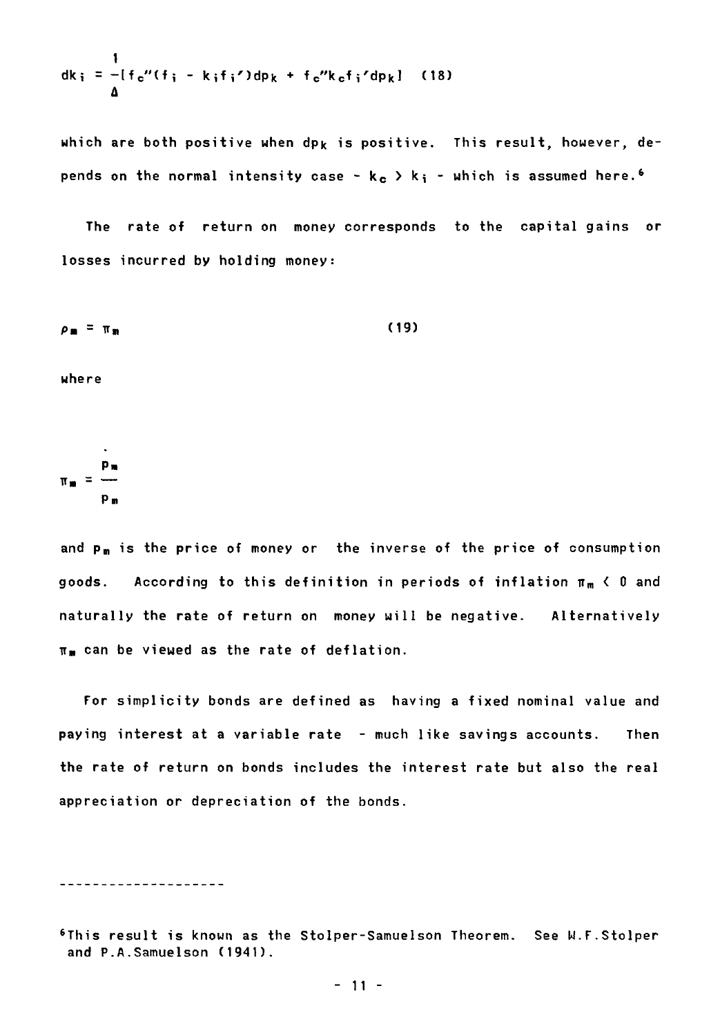$$dk_i = \frac{1}{\Delta}[f_c''(f_i - k_i f_i')dp_k + f_c'' k_c f_i' dp_k] \quad (18)$$

which are both positive when $dp_k$ is positive. This result, however, depends on the normal intensity case - $k_c > k_i$ - which is assumed here.[6]

The rate of return on money corresponds to the capital gains or losses incurred by holding money:

$$\rho_m = \pi_m \quad (19)$$

where

$$\pi_m = \frac{\dot{p}_m}{p_m}$$

and $p_m$ is the price of money or the inverse of the price of consumption goods. According to this definition in periods of inflation $\pi_m < 0$ and naturally the rate of return on money will be negative. Alternatively $\pi_m$ can be viewed as the rate of deflation.

For simplicity bonds are defined as having a fixed nominal value and paying interest at a variable rate - much like savings accounts. Then the rate of return on bonds includes the interest rate but also the real appreciation or depreciation of the bonds.

---

[6] This result is known as the Stolper-Samuelson Theorem. See W.F.Stolper and P.A.Samuelson (1941).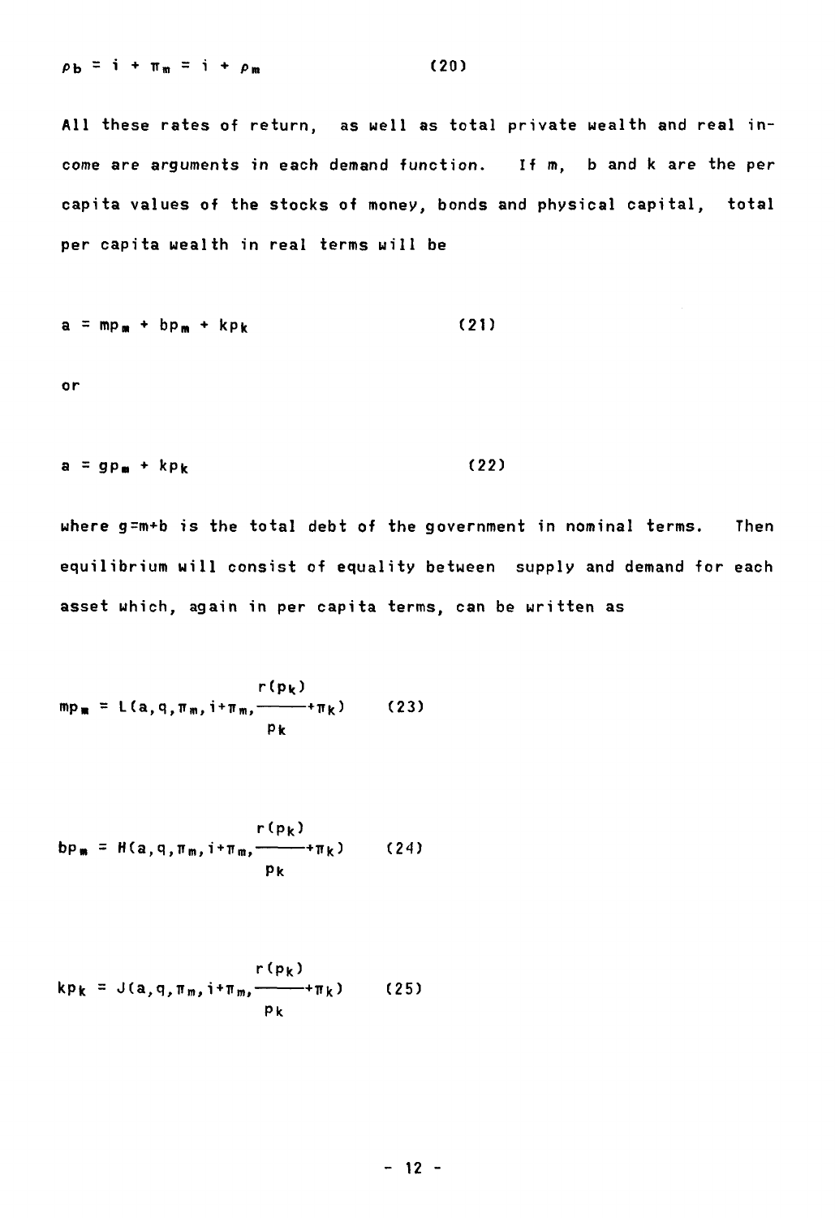$$\rho_b = i + \pi_m = i + \rho_m \qquad (20)$$

All these rates of return, as well as total private wealth and real income are arguments in each demand function. If $m$, $b$ and $k$ are the per capita values of the stocks of money, bonds and physical capital, total per capita wealth in real terms will be

$$a = mp_m + bp_m + kp_k \qquad (21)$$

or

$$a = gp_m + kp_k \qquad (22)$$

where $g=m+b$ is the total debt of the government in nominal terms. Then equilibrium will consist of equality between supply and demand for each asset which, again in per capita terms, can be written as

$$mp_m = L(a, q, \pi_m, i+\pi_m, \frac{r(p_k)}{p_k}+\pi_k) \qquad (23)$$

$$bp_m = H(a, q, \pi_m, i+\pi_m, \frac{r(p_k)}{p_k}+\pi_k) \qquad (24)$$

$$kp_k = J(a, q, \pi_m, i+\pi_m, \frac{r(p_k)}{p_k}+\pi_k) \qquad (25)$$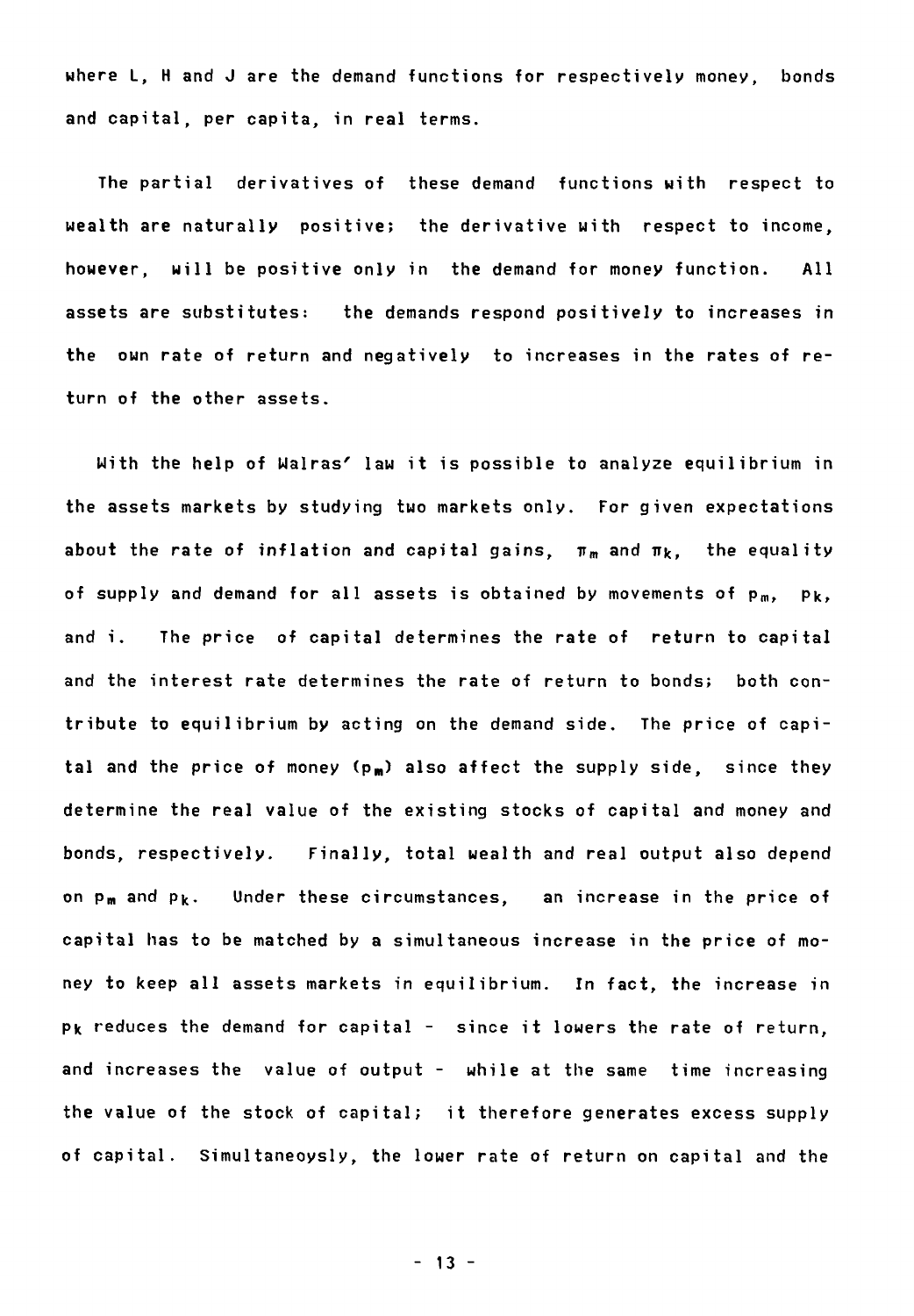where L, H and J are the demand functions for respectively money, bonds and capital, per capita, in real terms.

The partial derivatives of these demand functions with respect to wealth are naturally positive; the derivative with respect to income, however, will be positive only in the demand for money function. All assets are substitutes: the demands respond positively to increases in the own rate of return and negatively to increases in the rates of return of the other assets.

With the help of Walras' law it is possible to analyze equilibrium in the assets markets by studying two markets only. For given expectations about the rate of inflation and capital gains, $\pi_m$ and $\pi_k$, the equality of supply and demand for all assets is obtained by movements of $p_m$, $p_k$, and i. The price of capital determines the rate of return to capital and the interest rate determines the rate of return to bonds; both contribute to equilibrium by acting on the demand side. The price of capital and the price of money ($p_m$) also affect the supply side, since they determine the real value of the existing stocks of capital and money and bonds, respectively. Finally, total wealth and real output also depend on $p_m$ and $p_k$. Under these circumstances, an increase in the price of capital has to be matched by a simultaneous increase in the price of money to keep all assets markets in equilibrium. In fact, the increase in $p_k$ reduces the demand for capital - since it lowers the rate of return, and increases the value of output - while at the same time increasing the value of the stock of capital; it therefore generates excess supply of capital. Simultaneoysly, the lower rate of return on capital and the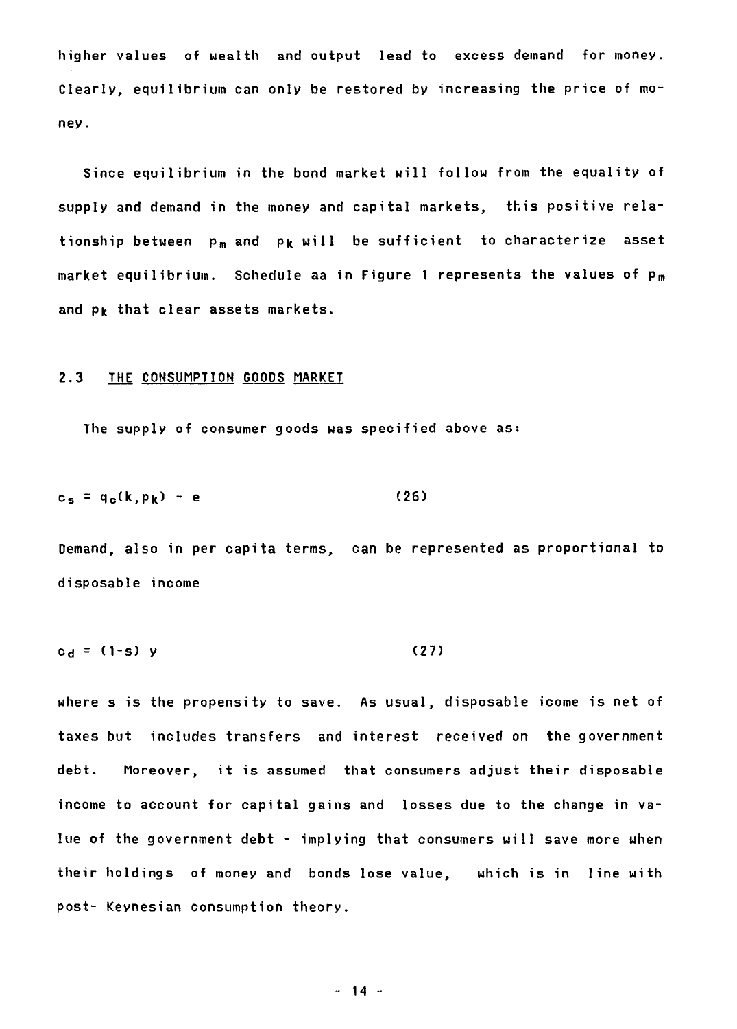higher values of wealth and output lead to excess demand for money. Clearly, equilibrium can only be restored by increasing the price of money.

Since equilibrium in the bond market will follow from the equality of supply and demand in the money and capital markets, this positive relationship between $p_m$ and $p_k$ will be sufficient to characterize asset market equilibrium. Schedule aa in Figure 1 represents the values of $p_m$ and $p_k$ that clear assets markets.

### 2.3 THE CONSUMPTION GOODS MARKET

The supply of consumer goods was specified above as:

$$c_s = q_c(k, p_k) - e \qquad (26)$$

Demand, also in per capita terms, can be represented as proportional to disposable income

$$c_d = (1-s)\ y \qquad (27)$$

where s is the propensity to save. As usual, disposable icome is net of taxes but includes transfers and interest received on the government debt. Moreover, it is assumed that consumers adjust their disposable income to account for capital gains and losses due to the change in value of the government debt - implying that consumers will save more when their holdings of money and bonds lose value, which is in line with post- Keynesian consumption theory.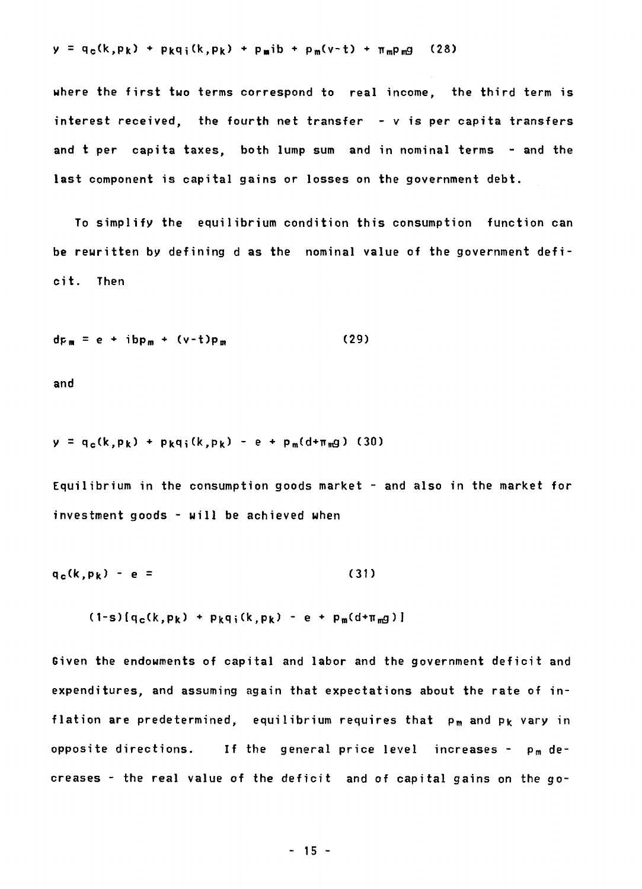$$y = q_c(k,p_k) + p_k q_i(k,p_k) + p_m ib + p_m(v-t) + \pi_m p_m g \quad (28)$$

where the first two terms correspond to real income, the third term is interest received, the fourth net transfer - $v$ is per capita transfers and $t$ per capita taxes, both lump sum and in nominal terms - and the last component is capital gains or losses on the government debt.

To simplify the equilibrium condition this consumption function can be rewritten by defining $d$ as the nominal value of the government deficit. Then

$$dp_m = e + ibp_m + (v-t)p_m \quad (29)$$

and

$$y = q_c(k,p_k) + p_k q_i(k,p_k) - e + p_m(d+\pi_m g) \quad (30)$$

Equilibrium in the consumption goods market - and also in the market for investment goods - will be achieved when

$$q_c(k,p_k) - e = \quad (31)$$

$$(1-s)[q_c(k,p_k) + p_k q_i(k,p_k) - e + p_m(d+\pi_m g)]$$

Given the endowments of capital and labor and the government deficit and expenditures, and assuming again that expectations about the rate of inflation are predetermined, equilibrium requires that $p_m$ and $p_k$ vary in opposite directions. If the general price level increases - $p_m$ decreases - the real value of the deficit and of capital gains on the go-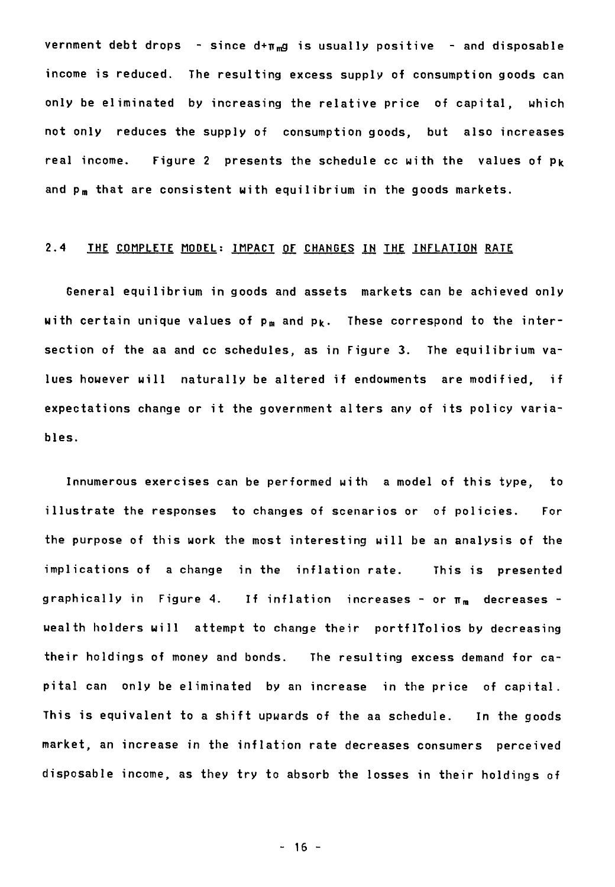vernment debt drops - since $d+\pi_m g$ is usually positive - and disposable income is reduced. The resulting excess supply of consumption goods can only be eliminated by increasing the relative price of capital, which not only reduces the supply of consumption goods, but also increases real income. Figure 2 presents the schedule cc with the values of $p_k$ and $p_m$ that are consistent with equilibrium in the goods markets.

### 2.4 THE COMPLETE MODEL: IMPACT OF CHANGES IN THE INFLATION RATE

General equilibrium in goods and assets markets can be achieved only with certain unique values of $p_m$ and $p_k$. These correspond to the intersection of the aa and cc schedules, as in Figure 3. The equilibrium values however will naturally be altered if endowments are modified, if expectations change or it the government alters any of its policy variables.

Innumerous exercises can be performed with a model of this type, to illustrate the responses to changes of scenarios or of policies. For the purpose of this work the most interesting will be an analysis of the implications of a change in the inflation rate. This is presented graphically in Figure 4. If inflation increases - or $\pi_m$ decreases - wealth holders will attempt to change their portflTolios by decreasing their holdings of money and bonds. The resulting excess demand for capital can only be eliminated by an increase in the price of capital. This is equivalent to a shift upwards of the aa schedule. In the goods market, an increase in the inflation rate decreases consumers perceived disposable income, as they try to absorb the losses in their holdings of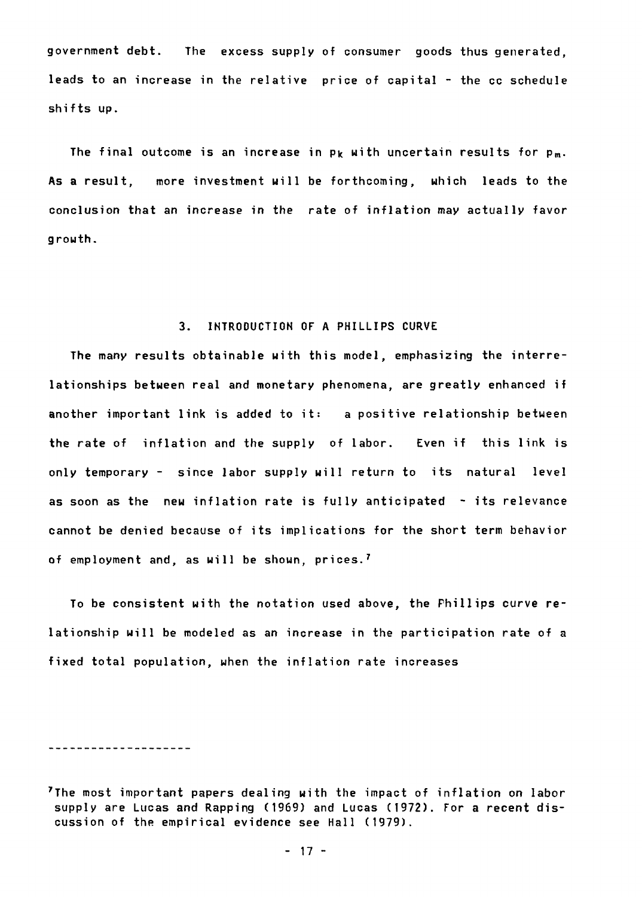government debt. The excess supply of consumer goods thus generated, leads to an increase in the relative price of capital - the cc schedule shifts up.

The final outcome is an increase in $p_k$ with uncertain results for $p_m$. As a result, more investment will be forthcoming, which leads to the conclusion that an increase in the rate of inflation may actually favor growth.

## 3. INTRODUCTION OF A PHILLIPS CURVE

The many results obtainable with this model, emphasizing the interrelationships between real and monetary phenomena, are greatly enhanced if another important link is added to it: a positive relationship between the rate of inflation and the supply of labor. Even if this link is only temporary - since labor supply will return to its natural level as soon as the new inflation rate is fully anticipated - its relevance cannot be denied because of its implications for the short term behavior of employment and, as will be shown, prices.[7]

To be consistent with the notation used above, the Phillips curve relationship will be modeled as an increase in the participation rate of a fixed total population, when the inflation rate increases

---

[7]The most important papers dealing with the impact of inflation on labor supply are Lucas and Rapping (1969) and Lucas (1972). For a recent discussion of the empirical evidence see Hall (1979).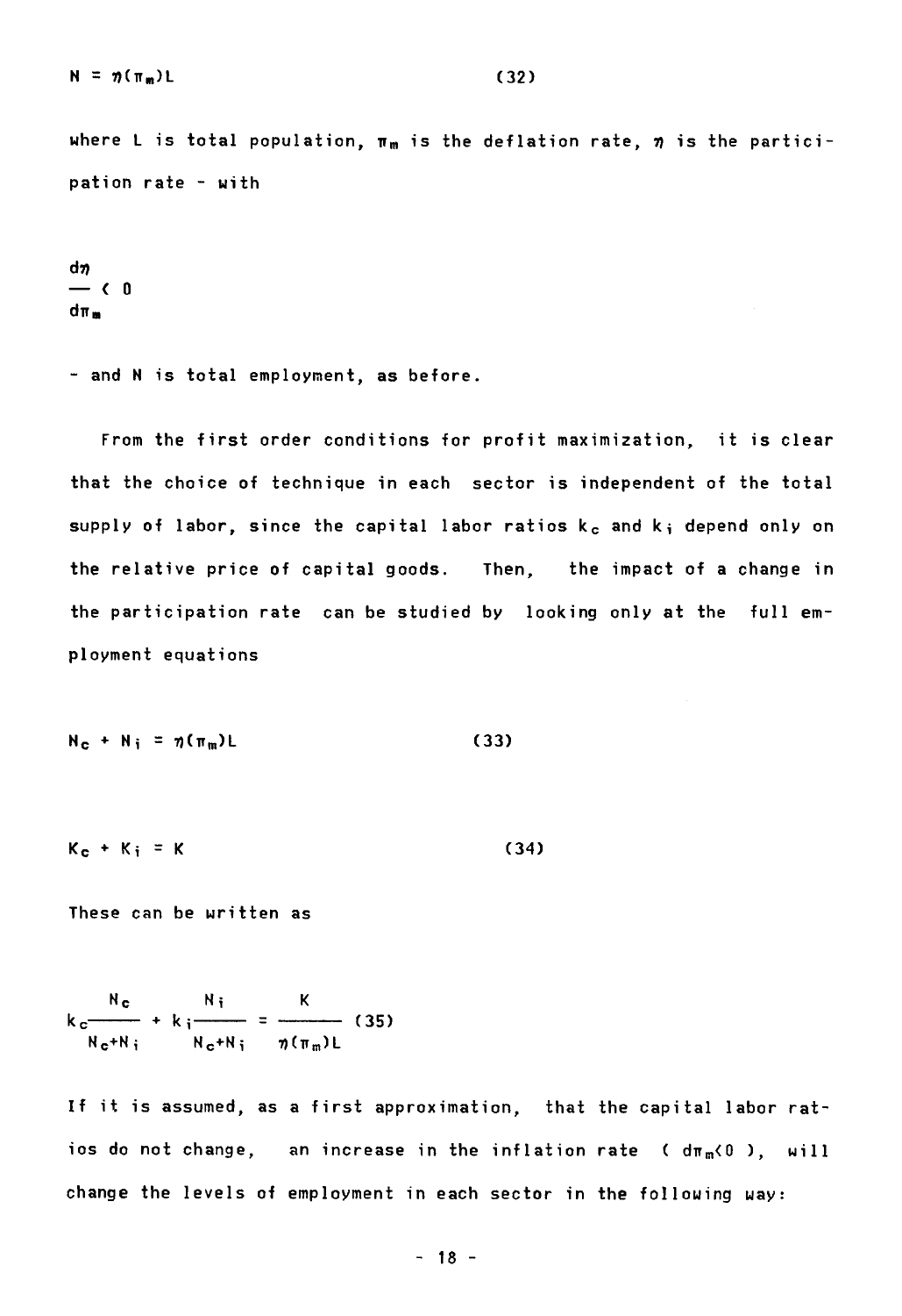$$N = \eta(\pi_m)L \qquad (32)$$

where $L$ is total population, $\pi_m$ is the deflation rate, $\eta$ is the participation rate - with

$$\frac{d\eta}{d\pi_m} < 0$$

- and $N$ is total employment, as before.

From the first order conditions for profit maximization, it is clear that the choice of technique in each sector is independent of the total supply of labor, since the capital labor ratios $k_c$ and $k_i$ depend only on the relative price of capital goods. Then, the impact of a change in the participation rate can be studied by looking only at the full employment equations

$$N_c + N_i = \eta(\pi_m)L \qquad (33)$$

$$K_c + K_i = K \qquad (34)$$

These can be written as

$$k_c\frac{N_c}{N_c+N_i} + k_i\frac{N_i}{N_c+N_i} = \frac{K}{\eta(\pi_m)L} \qquad (35)$$

If it is assumed, as a first approximation, that the capital labor ratios do not change, an increase in the inflation rate ( $d\pi_m<0$ ), will change the levels of employment in each sector in the following way: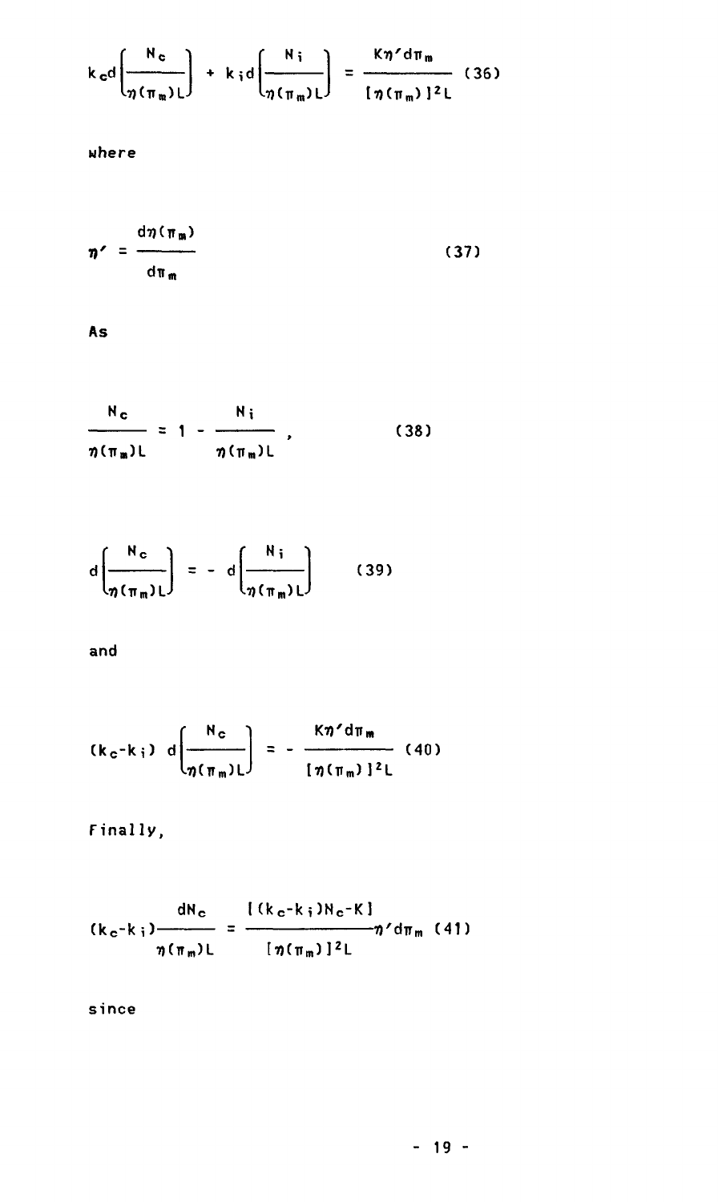$$k_c d\left(\frac{N_c}{\eta(\pi_m)L}\right) + k_i d\left(\frac{N_i}{\eta(\pi_m)L}\right) = \frac{K\eta' d\pi_m}{[\eta(\pi_m)]^2 L} \quad (36)$$

where

$$\eta' = \frac{d\eta(\pi_m)}{d\pi_m} \quad (37)$$

As

$$\frac{N_c}{\eta(\pi_m)L} = 1 - \frac{N_i}{\eta(\pi_m)L}, \quad (38)$$

$$d\left(\frac{N_c}{\eta(\pi_m)L}\right) = - d\left(\frac{N_i}{\eta(\pi_m)L}\right) \quad (39)$$

and

$$(k_c - k_i)\, d\left(\frac{N_c}{\eta(\pi_m)L}\right) = - \frac{K\eta' d\pi_m}{[\eta(\pi_m)]^2 L} \quad (40)$$

Finally,

$$(k_c - k_i)\frac{dN_c}{\eta(\pi_m)L} = \frac{[(k_c - k_i)N_c - K]}{[\eta(\pi_m)]^2 L}\eta' d\pi_m \quad (41)$$

since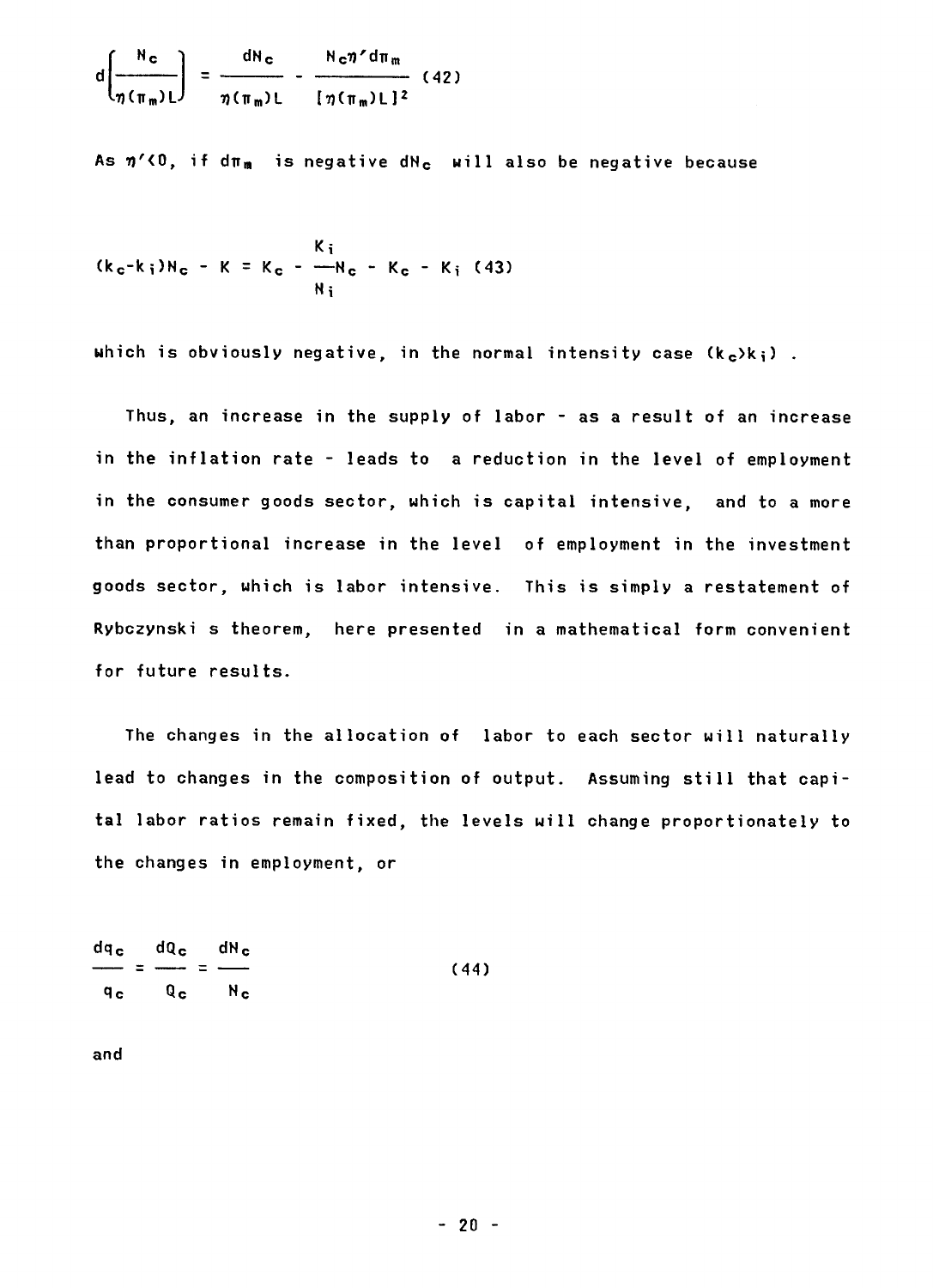$$d\left[\frac{N_c}{\eta(\pi_m)L}\right] = \frac{dN_c}{\eta(\pi_m)L} - \frac{N_c\eta' d\pi_m}{[\eta(\pi_m)L]^2} \quad (42)$$

As $\eta'<0$, if $d\pi_m$ is negative $dN_c$ will also be negative because

$$(k_c-k_i)N_c - K = K_c - \frac{K_i}{N_i}N_c - K_c - K_i \quad (43)$$

which is obviously negative, in the normal intensity case ($k_c>k_i$) .

Thus, an increase in the supply of labor - as a result of an increase in the inflation rate - leads to a reduction in the level of employment in the consumer goods sector, which is capital intensive, and to a more than proportional increase in the level of employment in the investment goods sector, which is labor intensive. This is simply a restatement of Rybczynski s theorem, here presented in a mathematical form convenient for future results.

The changes in the allocation of labor to each sector will naturally lead to changes in the composition of output. Assuming still that capital labor ratios remain fixed, the levels will change proportionately to the changes in employment, or

$$\frac{dq_c}{q_c} = \frac{dQ_c}{Q_c} = \frac{dN_c}{N_c} \quad (44)$$

and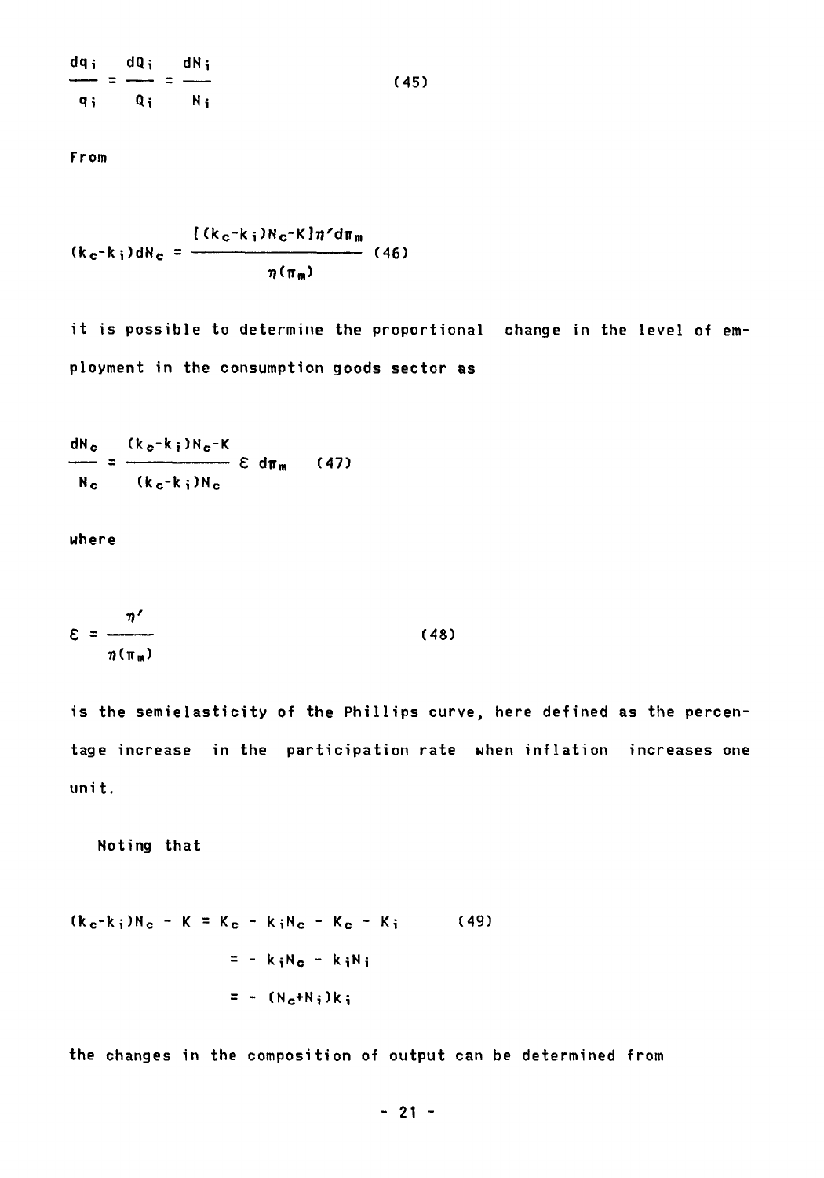$$\frac{dq_i}{q_i} = \frac{dQ_i}{Q_i} = \frac{dN_i}{N_i} \qquad (45)$$

From

$$(k_c-k_i)dN_c = \frac{[(k_c-k_i)N_c-K]\eta' d\pi_m}{\eta(\pi_m)} \qquad (46)$$

it is possible to determine the proportional change in the level of employment in the consumption goods sector as

$$\frac{dN_c}{N_c} = \frac{(k_c-k_i)N_c-K}{(k_c-k_i)N_c} \varepsilon \, d\pi_m \qquad (47)$$

where

$$\varepsilon = \frac{\eta'}{\eta(\pi_m)} \qquad (48)$$

is the semielasticity of the Phillips curve, here defined as the percentage increase in the participation rate when inflation increases one unit.

Noting that

$$\begin{aligned}(k_c-k_i)N_c - K &= K_c - k_iN_c - K_c - K_i \qquad (49)\\ &= - k_iN_c - k_iN_i \\ &= - (N_c+N_i)k_i\end{aligned}$$

the changes in the composition of output can be determined from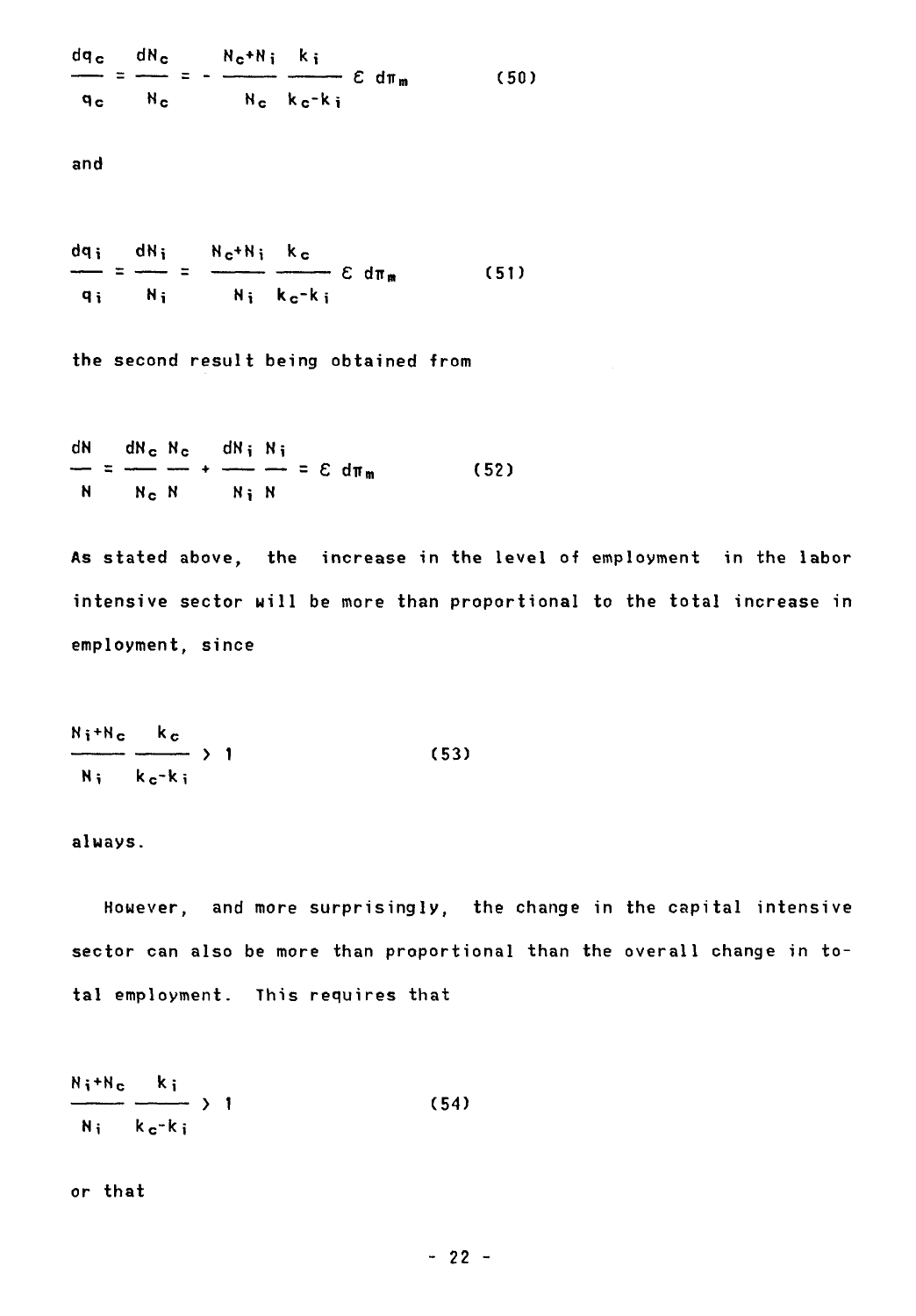$$\frac{dq_c}{q_c} = \frac{dN_c}{N_c} = -\frac{N_c+N_i}{N_c}\frac{k_i}{k_c-k_i}\,\varepsilon\, d\pi_m \qquad (50)$$

and

$$\frac{dq_i}{q_i} = \frac{dN_i}{N_i} = \frac{N_c+N_i}{N_i}\frac{k_c}{k_c-k_i}\,\varepsilon\, d\pi_m \qquad (51)$$

the second result being obtained from

$$\frac{dN}{N} = \frac{dN_c}{N_c}\frac{N_c}{N} + \frac{dN_i}{N_i}\frac{N_i}{N} = \varepsilon\, d\pi_m \qquad (52)$$

As stated above, the increase in the level of employment in the labor intensive sector will be more than proportional to the total increase in employment, since

$$\frac{N_i+N_c}{N_i}\frac{k_c}{k_c-k_i} > 1 \qquad (53)$$

always.

However, and more surprisingly, the change in the capital intensive sector can also be more than proportional than the overall change in total employment. This requires that

$$\frac{N_i+N_c}{N_i}\frac{k_i}{k_c-k_i} > 1 \qquad (54)$$

or that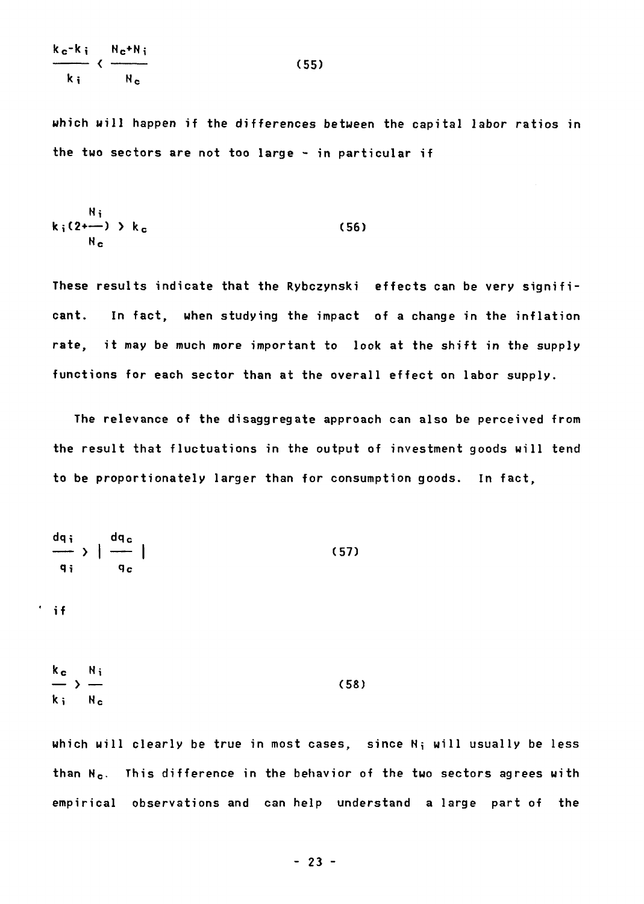$$\frac{k_c - k_i}{k_i} < \frac{N_c + N_i}{N_c} \qquad (55)$$

which will happen if the differences between the capital labor ratios in the two sectors are not too large - in particular if

$$k_i\left(2 + \frac{N_i}{N_c}\right) > k_c \qquad (56)$$

These results indicate that the Rybczynski effects can be very significant. In fact, when studying the impact of a change in the inflation rate, it may be much more important to look at the shift in the supply functions for each sector than at the overall effect on labor supply.

The relevance of the disaggregate approach can also be perceived from the result that fluctuations in the output of investment goods will tend to be proportionately larger than for consumption goods. In fact,

$$\frac{dq_i}{q_i} > \left| \frac{dq_c}{q_c} \right| \qquad (57)$$

if

$$\frac{k_c}{k_i} > \frac{N_i}{N_c} \qquad (58)$$

which will clearly be true in most cases, since $N_i$ will usually be less than $N_c$. This difference in the behavior of the two sectors agrees with empirical observations and can help understand a large part of the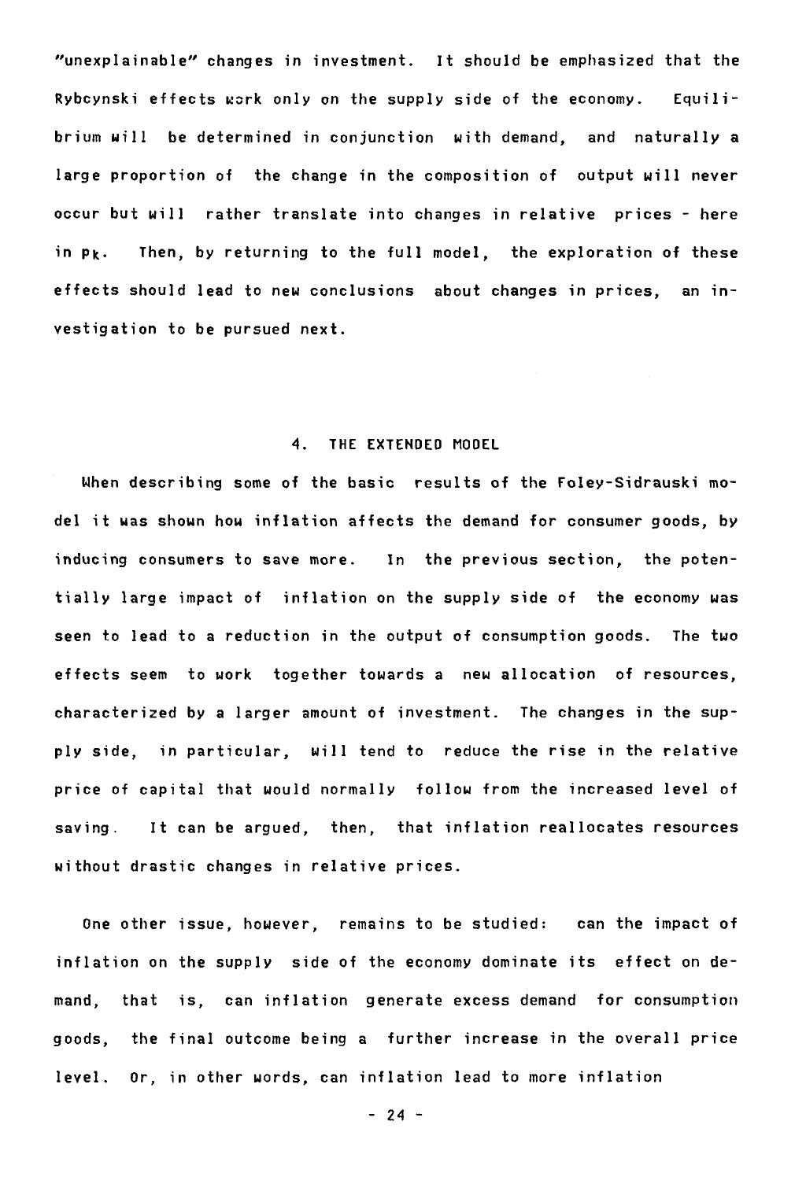"unexplainable" changes in investment. It should be emphasized that the Rybcynski effects work only on the supply side of the economy. Equilibrium will be determined in conjunction with demand, and naturally a large proportion of the change in the composition of output will never occur but will rather translate into changes in relative prices - here in $p_k$. Then, by returning to the full model, the exploration of these effects should lead to new conclusions about changes in prices, an investigation to be pursued next.

## 4. THE EXTENDED MODEL

When describing some of the basic results of the Foley-Sidrauski model it was shown how inflation affects the demand for consumer goods, by inducing consumers to save more. In the previous section, the potentially large impact of inflation on the supply side of the economy was seen to lead to a reduction in the output of consumption goods. The two effects seem to work together towards a new allocation of resources, characterized by a larger amount of investment. The changes in the supply side, in particular, will tend to reduce the rise in the relative price of capital that would normally follow from the increased level of saving. It can be argued, then, that inflation reallocates resources without drastic changes in relative prices.

One other issue, however, remains to be studied: can the impact of inflation on the supply side of the economy dominate its effect on demand, that is, can inflation generate excess demand for consumption goods, the final outcome being a further increase in the overall price level. Or, in other words, can inflation lead to more inflation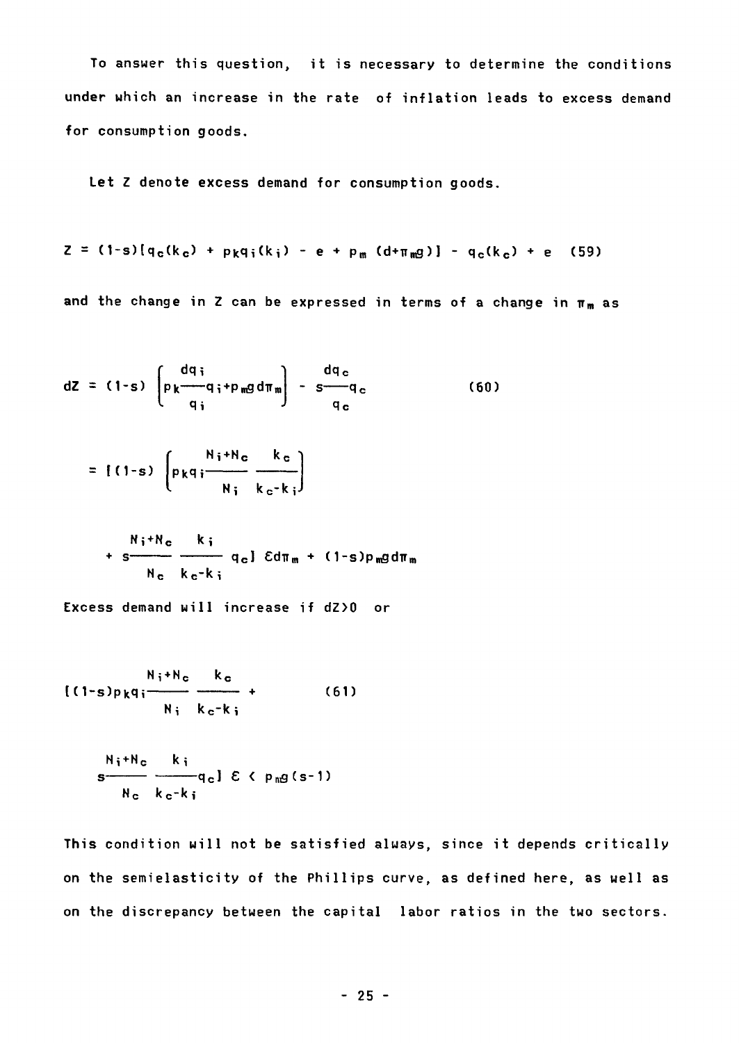To answer this question, it is necessary to determine the conditions under which an increase in the rate of inflation leads to excess demand for consumption goods.

Let Z denote excess demand for consumption goods.

$$Z = (1-s)[q_c(k_c) + p_k q_i(k_i) - e + p_m(d+\pi_m g)] - q_c(k_c) + e \quad (59)$$

and the change in Z can be expressed in terms of a change in $\pi_m$ as

$$dZ = (1-s)\left[p_k \frac{dq_i}{q_i} q_i + p_m g d\pi_m\right] - s\frac{dq_c}{q_c} q_c \quad (60)$$

$$= [(1-s)\left[p_k q_i \frac{N_i+N_c}{N_i} \frac{k_c}{k_c-k_i}\right]$$

$$+ s\frac{N_i+N_c}{N_c} \frac{k_i}{k_c-k_i} q_c]\, \varepsilon d\pi_m + (1-s)p_m g d\pi_m$$

Excess demand will increase if $dZ>0$ or

$$[(1-s)p_k q_i \frac{N_i+N_c}{N_i} \frac{k_c}{k_c-k_i} + \quad (61)$$

$$s\frac{N_i+N_c}{N_c} \frac{k_i}{k_c-k_i} q_c]\, \varepsilon < p_m g(s-1)$$

This condition will not be satisfied always, since it depends critically on the semielasticity of the Phillips curve, as defined here, as well as on the discrepancy between the capital labor ratios in the two sectors.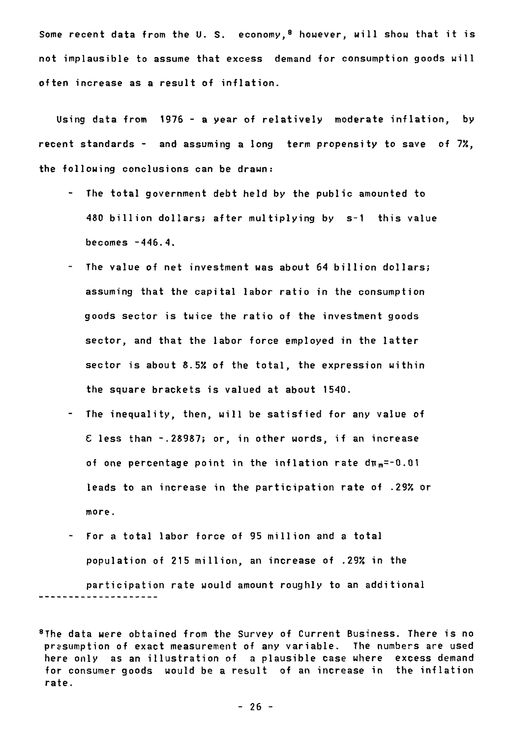Some recent data from the U. S. economy,[8] however, will show that it is not implausible to assume that excess demand for consumption goods will often increase as a result of inflation.

Using data from 1976 - a year of relatively moderate inflation, by recent standards - and assuming a long term propensity to save of 7%, the following conclusions can be drawn:

- The total government debt held by the public amounted to 480 billion dollars; after multiplying by $s-1$ this value becomes -446.4.
- The value of net investment was about 64 billion dollars; assuming that the capital labor ratio in the consumption goods sector is twice the ratio of the investment goods sector, and that the labor force employed in the latter sector is about 8.5% of the total, the expression within the square brackets is valued at about 1540.
- The inequality, then, will be satisfied for any value of $\varepsilon$ less than -.28987; or, in other words, if an increase of one percentage point in the inflation rate $d\pi_m=-0.01$ leads to an increase in the participation rate of .29% or more.
- For a total labor force of 95 million and a total population of 215 million, an increase of .29% in the participation rate would amount roughly to an additional

---

[8]The data were obtained from the Survey of Current Business. There is no presumption of exact measurement of any variable. The numbers are used here only as an illustration of a plausible case where excess demand for consumer goods would be a result of an increase in the inflation rate.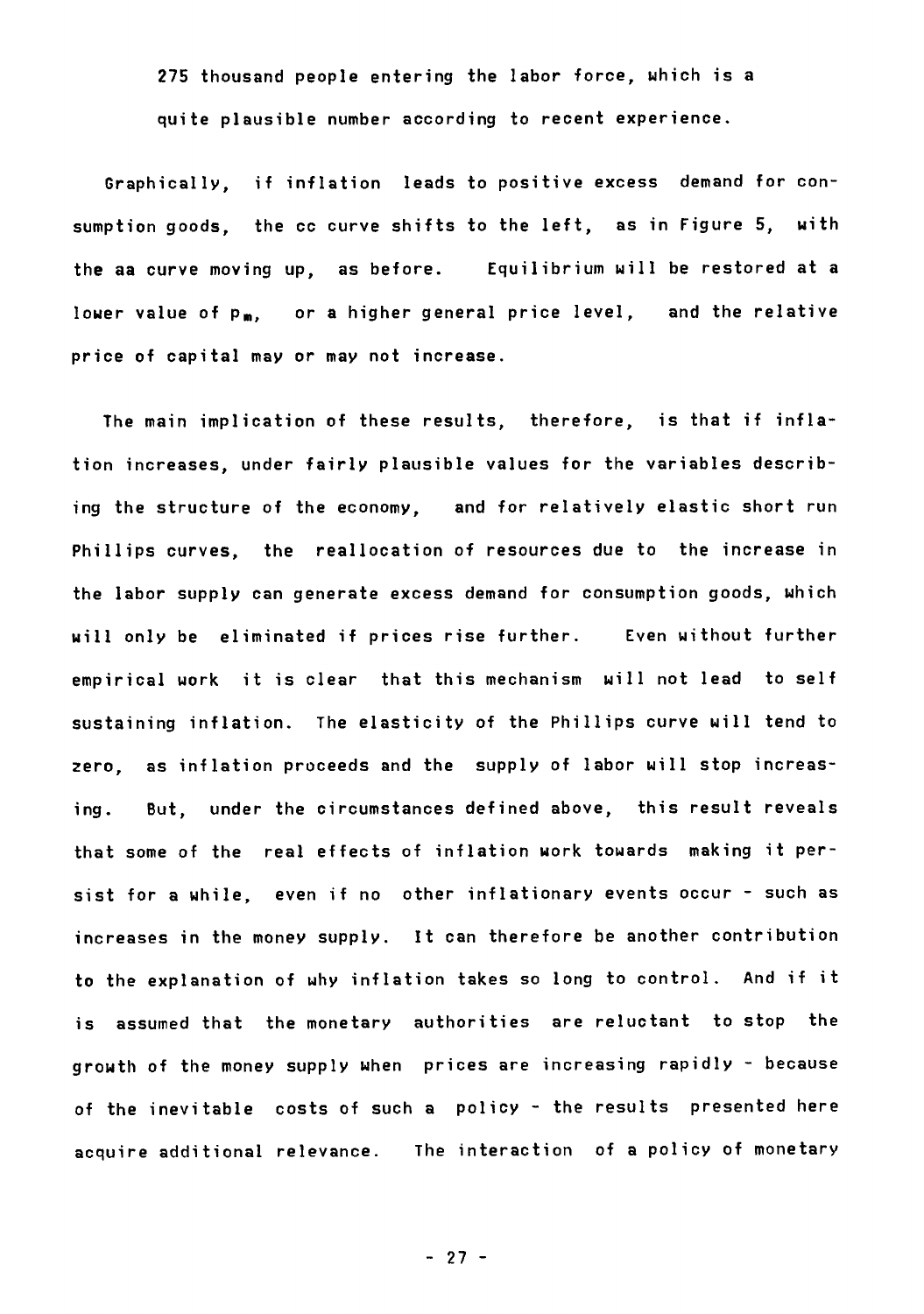275 thousand people entering the labor force, which is a quite plausible number according to recent experience.

Graphically, if inflation leads to positive excess demand for consumption goods, the cc curve shifts to the left, as in Figure 5, with the aa curve moving up, as before. Equilibrium will be restored at a lower value of $p_m$, or a higher general price level, and the relative price of capital may or may not increase.

The main implication of these results, therefore, is that if inflation increases, under fairly plausible values for the variables describing the structure of the economy, and for relatively elastic short run Phillips curves, the reallocation of resources due to the increase in the labor supply can generate excess demand for consumption goods, which will only be eliminated if prices rise further. Even without further empirical work it is clear that this mechanism will not lead to self sustaining inflation. The elasticity of the Phillips curve will tend to zero, as inflation proceeds and the supply of labor will stop increasing. But, under the circumstances defined above, this result reveals that some of the real effects of inflation work towards making it persist for a while, even if no other inflationary events occur - such as increases in the money supply. It can therefore be another contribution to the explanation of why inflation takes so long to control. And if it is assumed that the monetary authorities are reluctant to stop the growth of the money supply when prices are increasing rapidly - because of the inevitable costs of such a policy - the results presented here acquire additional relevance. The interaction of a policy of monetary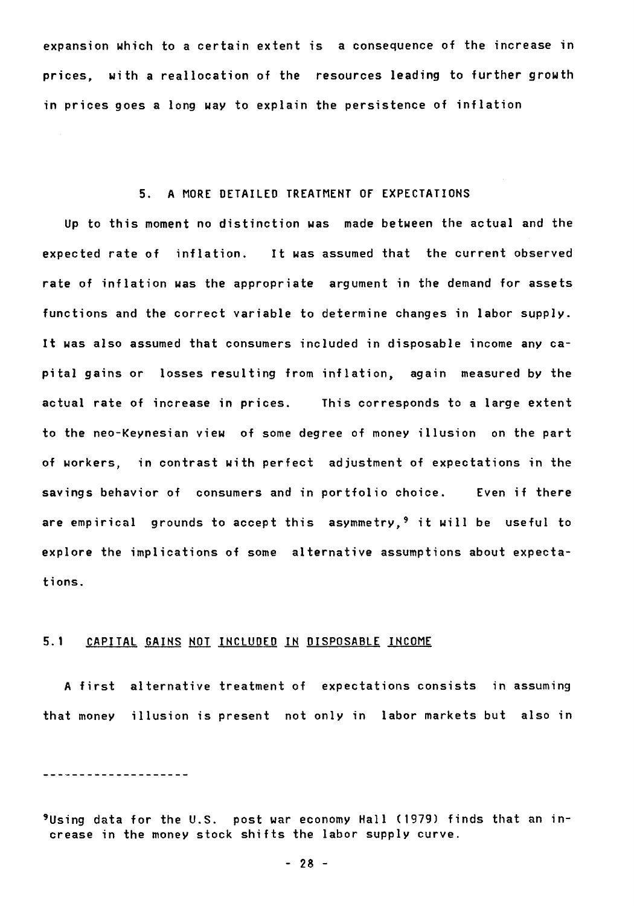expansion which to a certain extent is a consequence of the increase in prices, with a reallocation of the resources leading to further growth in prices goes a long way to explain the persistence of inflation

## 5. A MORE DETAILED TREATMENT OF EXPECTATIONS

Up to this moment no distinction was made between the actual and the expected rate of inflation. It was assumed that the current observed rate of inflation was the appropriate argument in the demand for assets functions and the correct variable to determine changes in labor supply. It was also assumed that consumers included in disposable income any capital gains or losses resulting from inflation, again measured by the actual rate of increase in prices. This corresponds to a large extent to the neo-Keynesian view of some degree of money illusion on the part of workers, in contrast with perfect adjustment of expectations in the savings behavior of consumers and in portfolio choice. Even if there are empirical grounds to accept this asymmetry,[9] it will be useful to explore the implications of some alternative assumptions about expectations.

### 5.1 CAPITAL GAINS NOT INCLUDED IN DISPOSABLE INCOME

A first alternative treatment of expectations consists in assuming that money illusion is present not only in labor markets but also in

---

[9] Using data for the U.S. post war economy Hall (1979) finds that an increase in the money stock shifts the labor supply curve.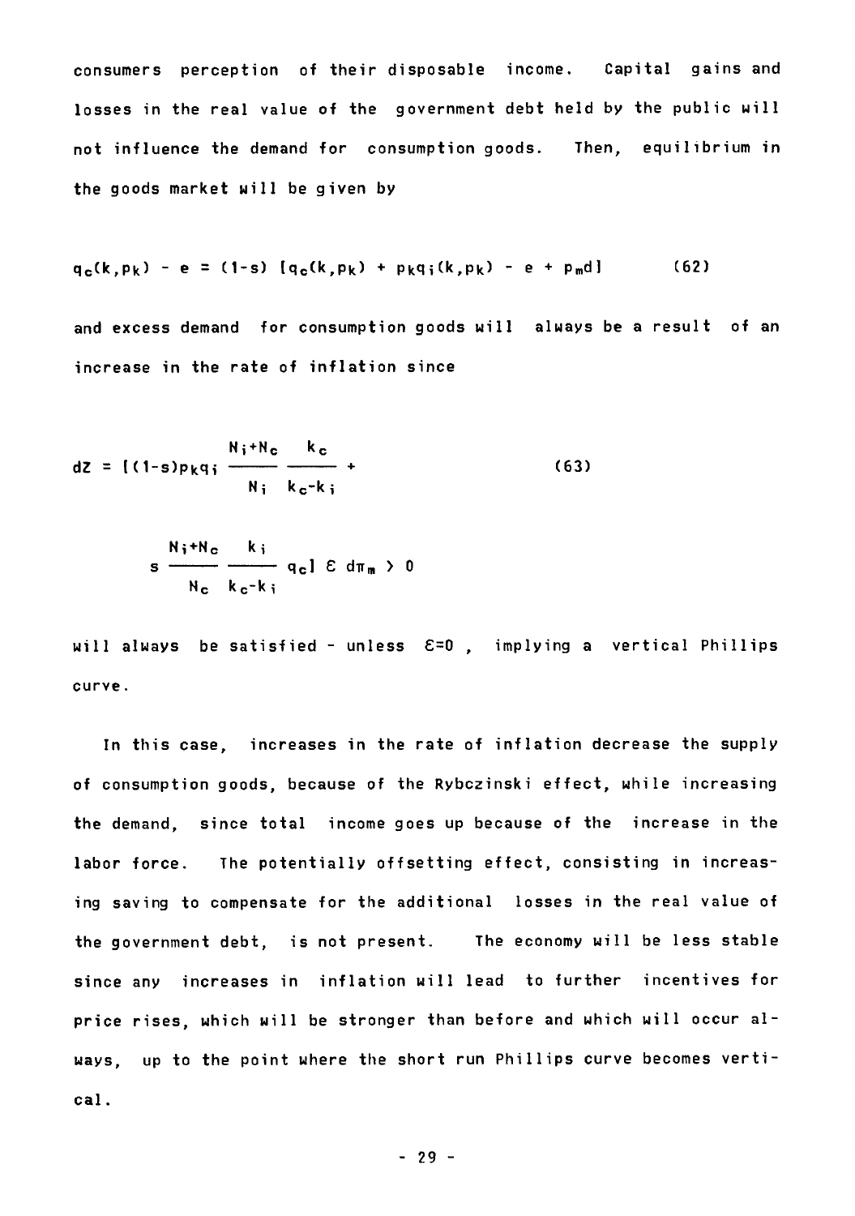consumers perception of their disposable income. Capital gains and losses in the real value of the government debt held by the public will not influence the demand for consumption goods. Then, equilibrium in the goods market will be given by

$$q_c(k,p_k) - e = (1-s)\,[q_c(k,p_k) + p_k q_i(k,p_k) - e + p_m d] \qquad (62)$$

and excess demand for consumption goods will always be a result of an increase in the rate of inflation since

$$dZ = \left[(1-s)p_k q_i \frac{N_i+N_c}{N_i}\,\frac{k_c}{k_c-k_i} + s\,\frac{N_i+N_c}{N_c}\,\frac{k_i}{k_c-k_i}\,q_c\right] \varepsilon \, d\pi_m > 0 \qquad (63)$$

will always be satisfied - unless $\varepsilon=0$ , implying a vertical Phillips curve.

In this case, increases in the rate of inflation decrease the supply of consumption goods, because of the Rybczinski effect, while increasing the demand, since total income goes up because of the increase in the labor force. The potentially offsetting effect, consisting in increasing saving to compensate for the additional losses in the real value of the government debt, is not present. The economy will be less stable since any increases in inflation will lead to further incentives for price rises, which will be stronger than before and which will occur always, up to the point where the short run Phillips curve becomes vertical.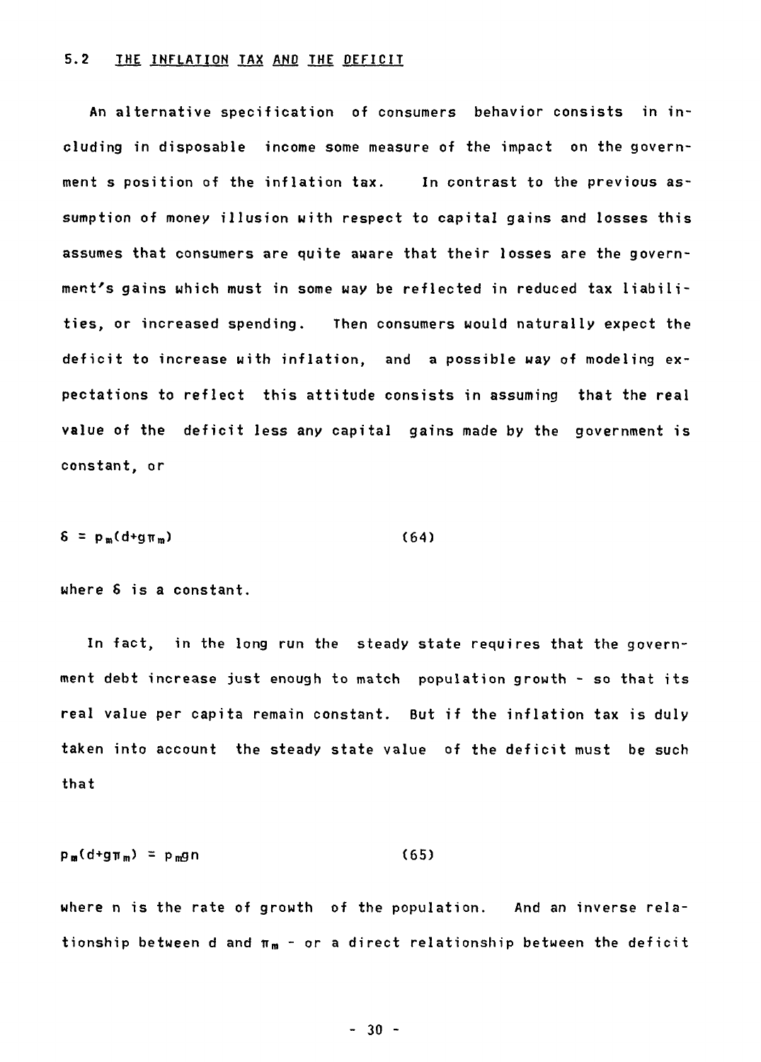## 5.2 THE INFLATION TAX AND THE DEFICIT

An alternative specification of consumers behavior consists in including in disposable income some measure of the impact on the government s position of the inflation tax. In contrast to the previous assumption of money illusion with respect to capital gains and losses this assumes that consumers are quite aware that their losses are the government's gains which must in some way be reflected in reduced tax liabilities, or increased spending. Then consumers would naturally expect the deficit to increase with inflation, and a possible way of modeling expectations to reflect this attitude consists in assuming that the real value of the deficit less any capital gains made by the government is constant, or

$$\delta = p_m(d+g\pi_m) \qquad (64)$$

where $\delta$ is a constant.

In fact, in the long run the steady state requires that the government debt increase just enough to match population growth - so that its real value per capita remain constant. But if the inflation tax is duly taken into account the steady state value of the deficit must be such that

$$p_m(d+g\pi_m) = p_m g n \qquad (65)$$

where n is the rate of growth of the population. And an inverse relationship between d and $\pi_m$ - or a direct relationship between the deficit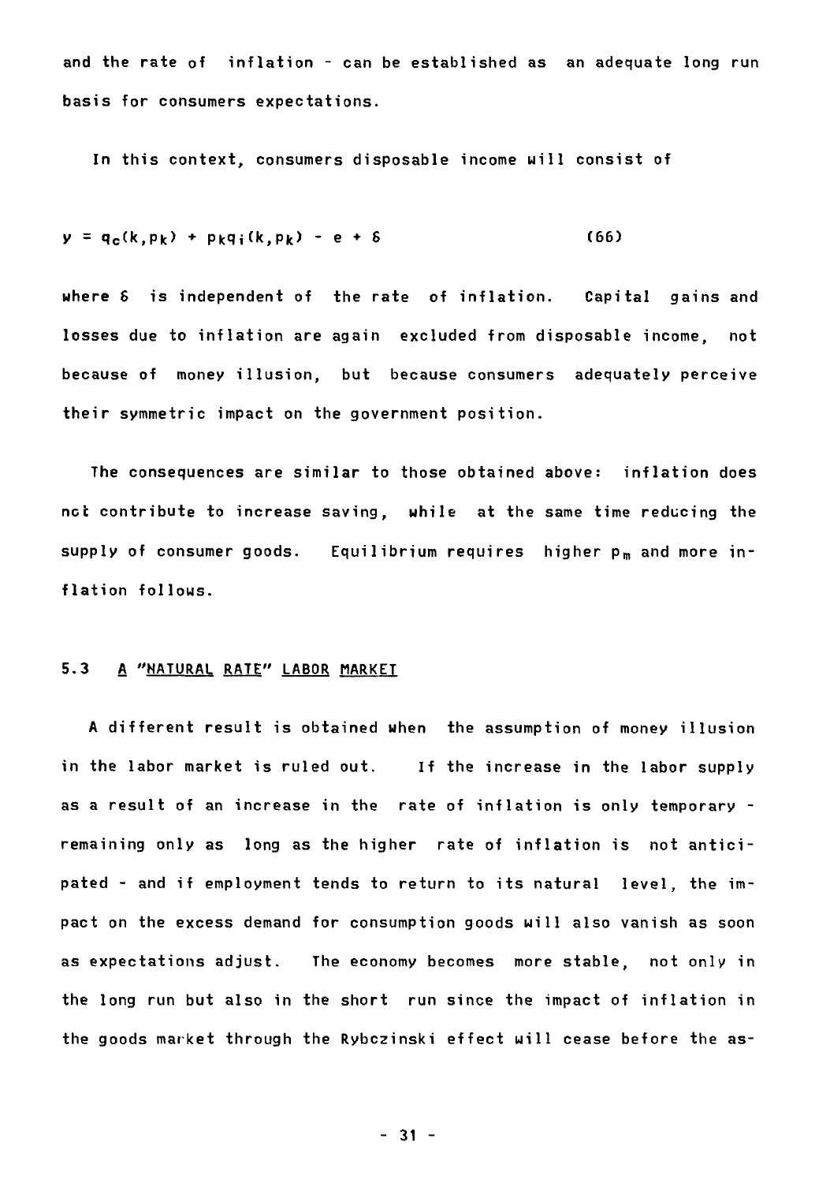and the rate of inflation - can be established as an adequate long run basis for consumers expectations.

In this context, consumers disposable income will consist of

$$y = q_c(k,p_k) + p_k q_i(k,p_k) - e + \delta \qquad (66)$$

where $\delta$ is independent of the rate of inflation. Capital gains and losses due to inflation are again excluded from disposable income, not because of money illusion, but because consumers adequately perceive their symmetric impact on the government position.

The consequences are similar to those obtained above: inflation does not contribute to increase saving, while at the same time reducing the supply of consumer goods. Equilibrium requires higher $p_m$ and more inflation follows.

### 5.3 A "NATURAL RATE" LABOR MARKET

A different result is obtained when the assumption of money illusion in the labor market is ruled out. If the increase in the labor supply as a result of an increase in the rate of inflation is only temporary - remaining only as long as the higher rate of inflation is not anticipated - and if employment tends to return to its natural level, the impact on the excess demand for consumption goods will also vanish as soon as expectations adjust. The economy becomes more stable, not only in the long run but also in the short run since the impact of inflation in the goods market through the Rybczinski effect will cease before the as-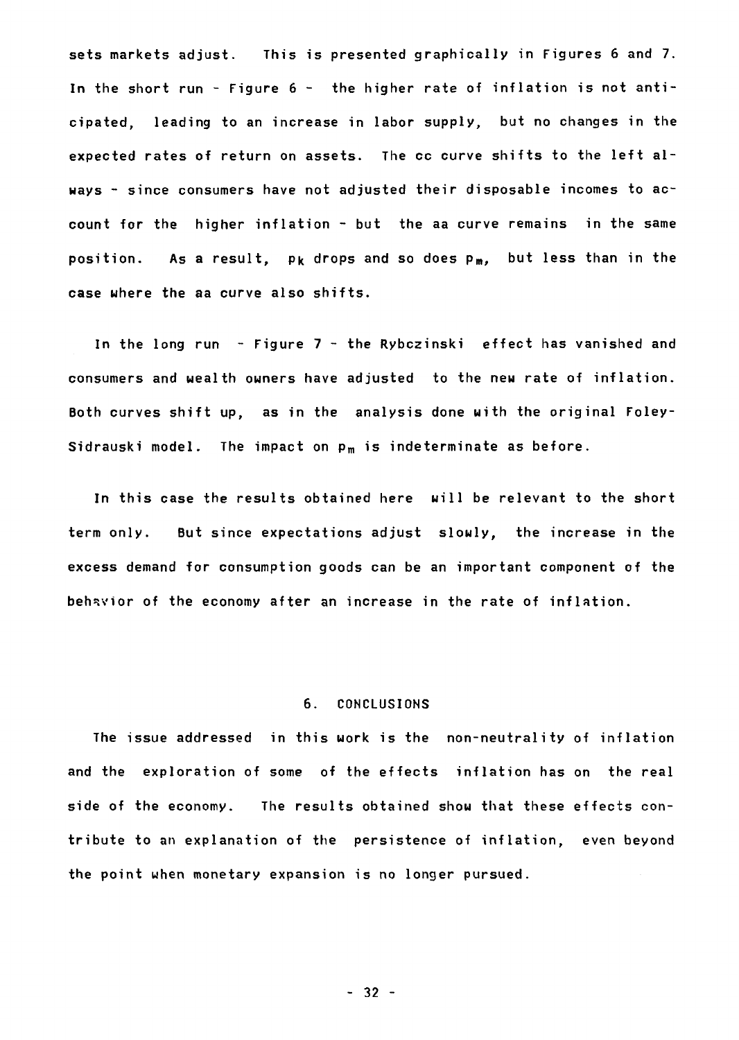sets markets adjust. This is presented graphically in Figures 6 and 7. In the short run - Figure 6 - the higher rate of inflation is not anticipated, leading to an increase in labor supply, but no changes in the expected rates of return on assets. The cc curve shifts to the left always - since consumers have not adjusted their disposable incomes to account for the higher inflation - but the aa curve remains in the same position. As a result, $p_k$ drops and so does $p_m$, but less than in the case where the aa curve also shifts.

In the long run - Figure 7 - the Rybczinski effect has vanished and consumers and wealth owners have adjusted to the new rate of inflation. Both curves shift up, as in the analysis done with the original Foley-Sidrauski model. The impact on $p_m$ is indeterminate as before.

In this case the results obtained here will be relevant to the short term only. But since expectations adjust slowly, the increase in the excess demand for consumption goods can be an important component of the behavior of the economy after an increase in the rate of inflation.

## 6. CONCLUSIONS

The issue addressed in this work is the non-neutrality of inflation and the exploration of some of the effects inflation has on the real side of the economy. The results obtained show that these effects contribute to an explanation of the persistence of inflation, even beyond the point when monetary expansion is no longer pursued.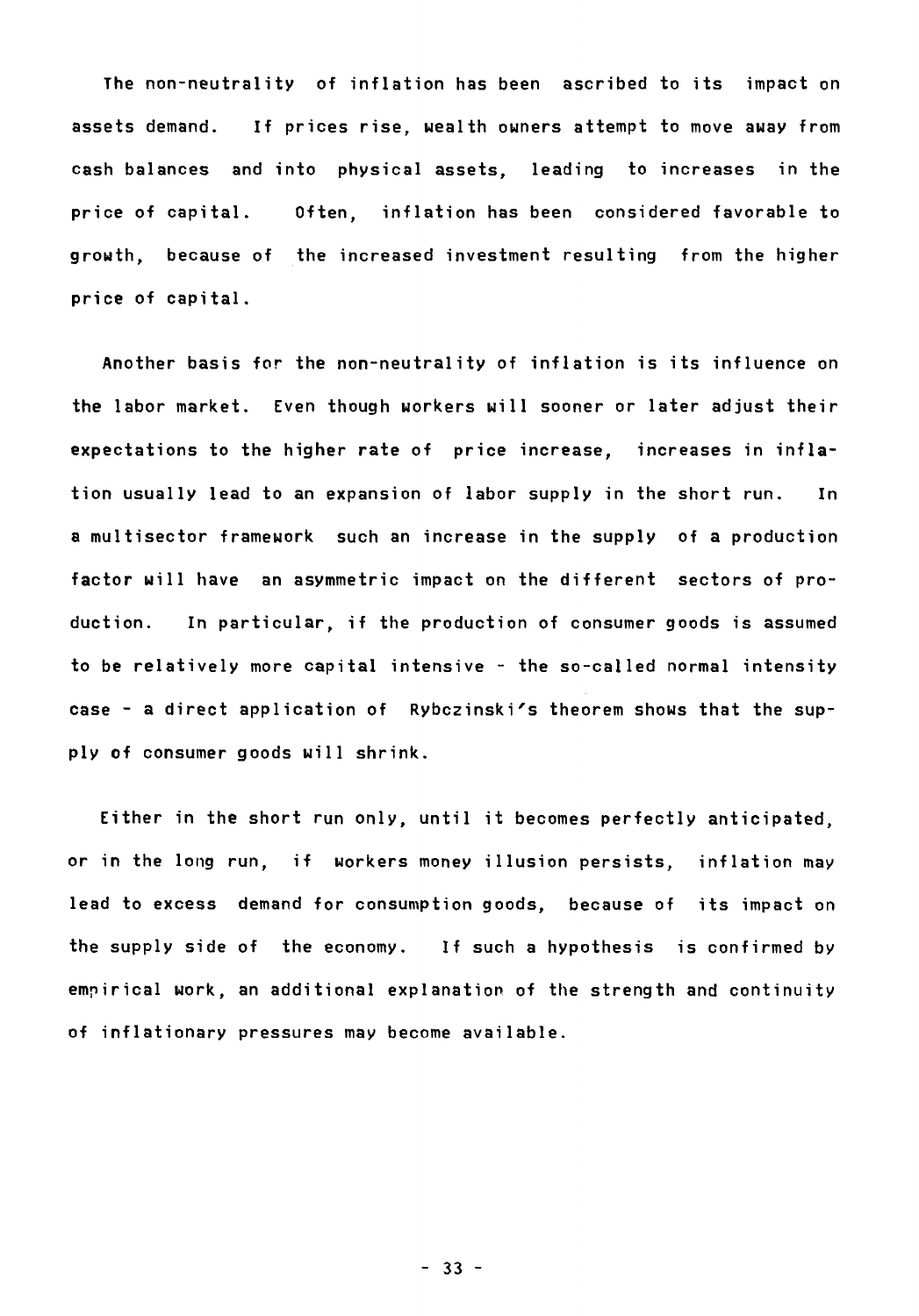The non-neutrality of inflation has been ascribed to its impact on assets demand. If prices rise, wealth owners attempt to move away from cash balances and into physical assets, leading to increases in the price of capital. Often, inflation has been considered favorable to growth, because of the increased investment resulting from the higher price of capital.

Another basis for the non-neutrality of inflation is its influence on the labor market. Even though workers will sooner or later adjust their expectations to the higher rate of price increase, increases in inflation usually lead to an expansion of labor supply in the short run. In a multisector framework such an increase in the supply of a production factor will have an asymmetric impact on the different sectors of production. In particular, if the production of consumer goods is assumed to be relatively more capital intensive - the so-called normal intensity case - a direct application of Rybczinski's theorem shows that the supply of consumer goods will shrink.

Either in the short run only, until it becomes perfectly anticipated, or in the long run, if workers money illusion persists, inflation may lead to excess demand for consumption goods, because of its impact on the supply side of the economy. If such a hypothesis is confirmed by empirical work, an additional explanation of the strength and continuity of inflationary pressures may become available.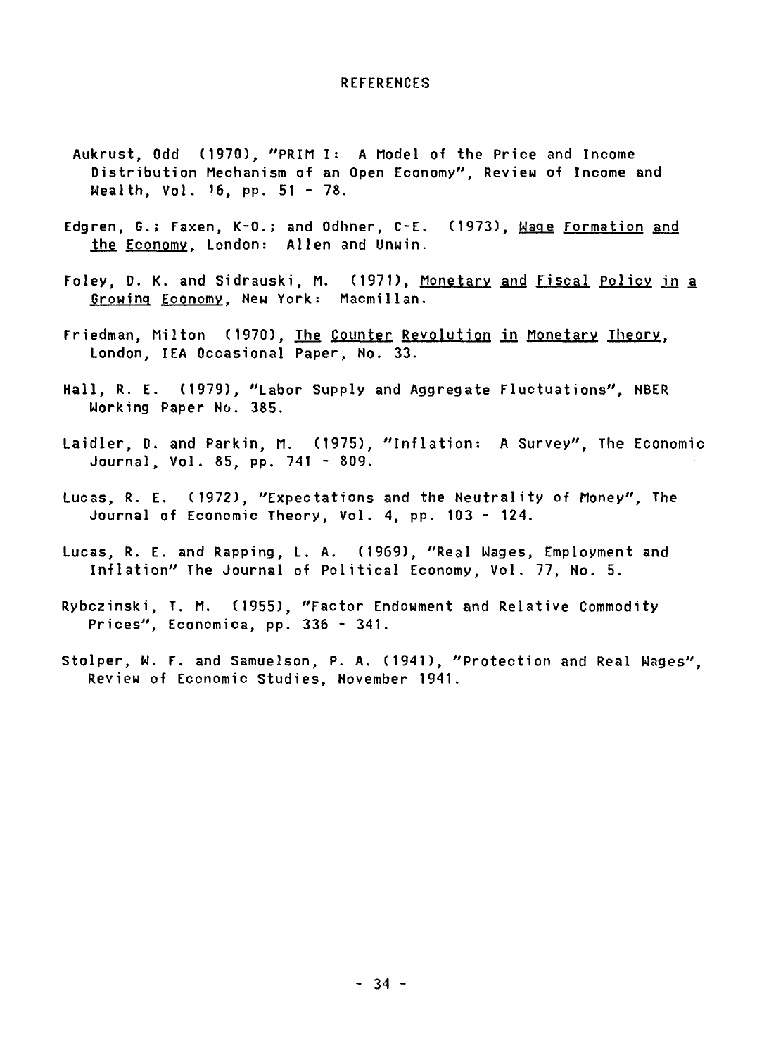# REFERENCES

Aukrust, Odd (1970), "PRIM I: A Model of the Price and Income Distribution Mechanism of an Open Economy", Review of Income and Wealth, Vol. 16, pp. 51 - 78.

Edgren, G.; Faxen, K-O.; and Odhner, C-E. (1973), Wage Formation and the Economy, London: Allen and Unwin.

Foley, D. K. and Sidrauski, M. (1971), Monetary and Fiscal Policy in a Growing Economy, New York: Macmillan.

Friedman, Milton (1970), The Counter Revolution in Monetary Theory, London, IEA Occasional Paper, No. 33.

Hall, R. E. (1979), "Labor Supply and Aggregate Fluctuations", NBER Working Paper No. 385.

Laidler, D. and Parkin, M. (1975), "Inflation: A Survey", The Economic Journal, Vol. 85, pp. 741 - 809.

Lucas, R. E. (1972), "Expectations and the Neutrality of Money", The Journal of Economic Theory, Vol. 4, pp. 103 - 124.

Lucas, R. E. and Rapping, L. A. (1969), "Real Wages, Employment and Inflation" The Journal of Political Economy, Vol. 77, No. 5.

Rybczinski, T. M. (1955), "Factor Endowment and Relative Commodity Prices", Economica, pp. 336 - 341.

Stolper, W. F. and Samuelson, P. A. (1941), "Protection and Real Wages", Review of Economic Studies, November 1941.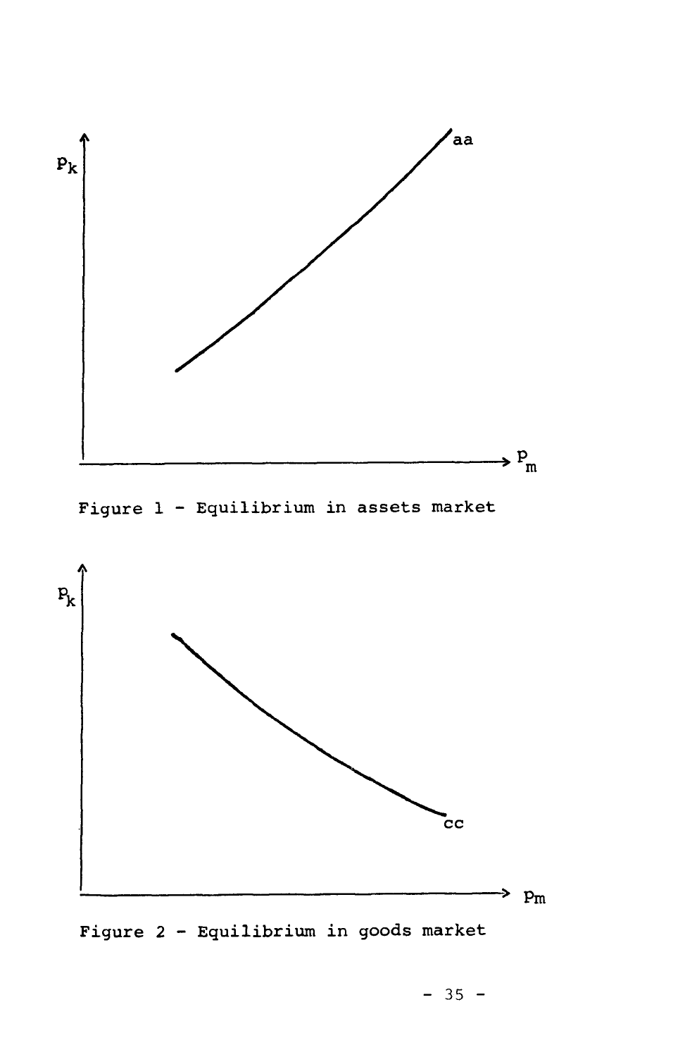Figure 1 - Equilibrium in assets market

Figure 2 - Equilibrium in goods market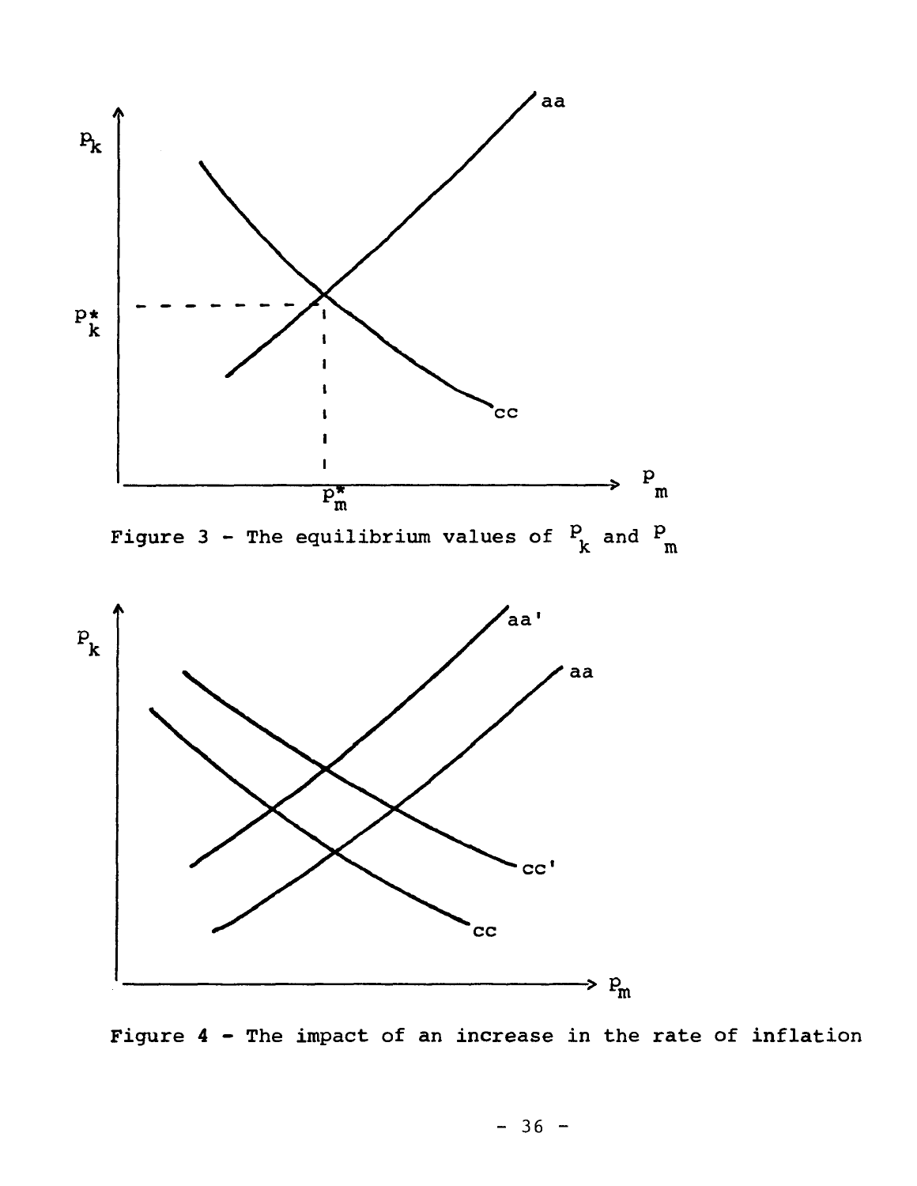Figure 3 - The equilibrium values of $P_k$ and $P_m$

Figure 4 - The impact of an increase in the rate of inflation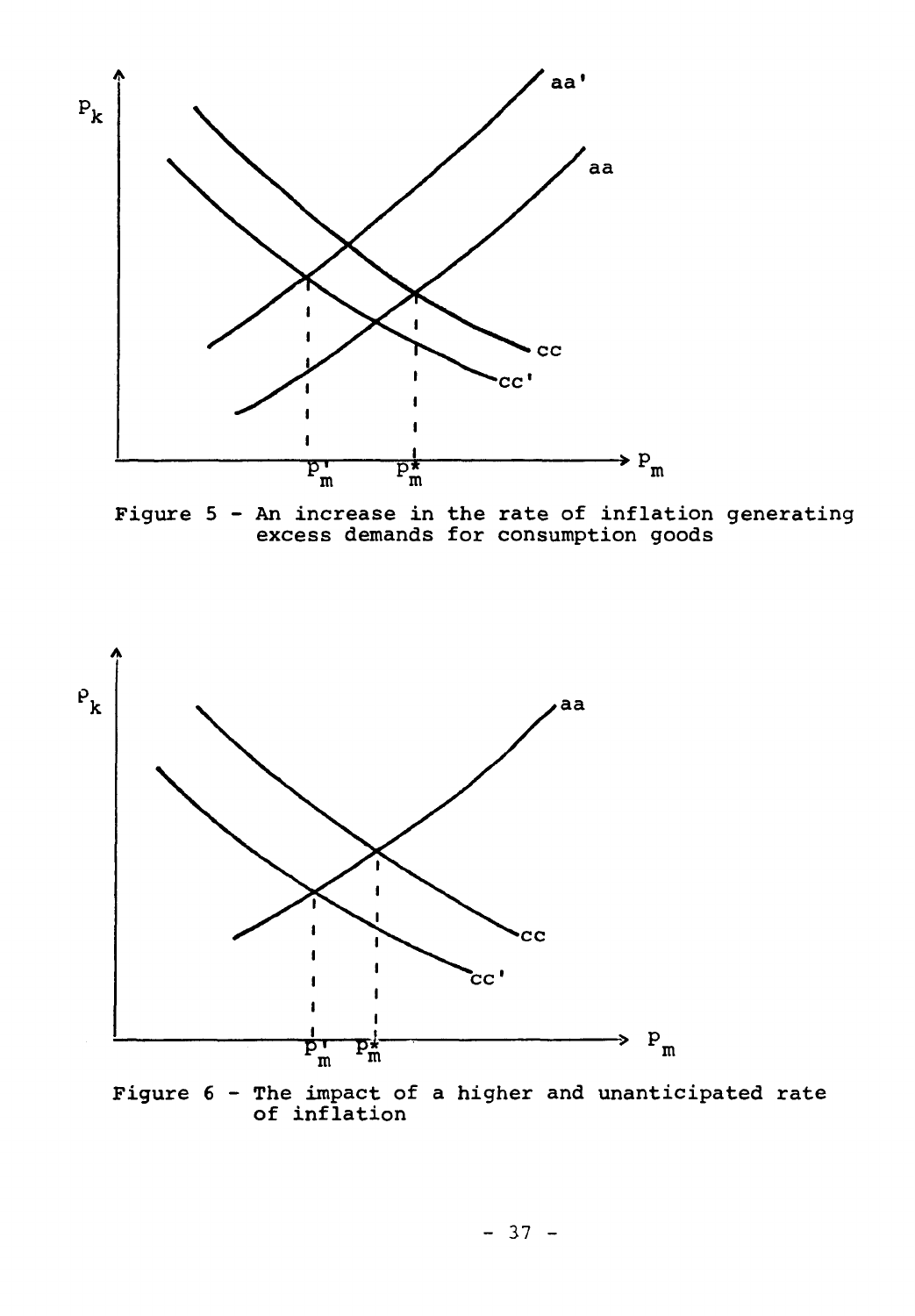Figure 5 - An increase in the rate of inflation generating excess demands for consumption goods

Figure 6 - The impact of a higher and unanticipated rate of inflation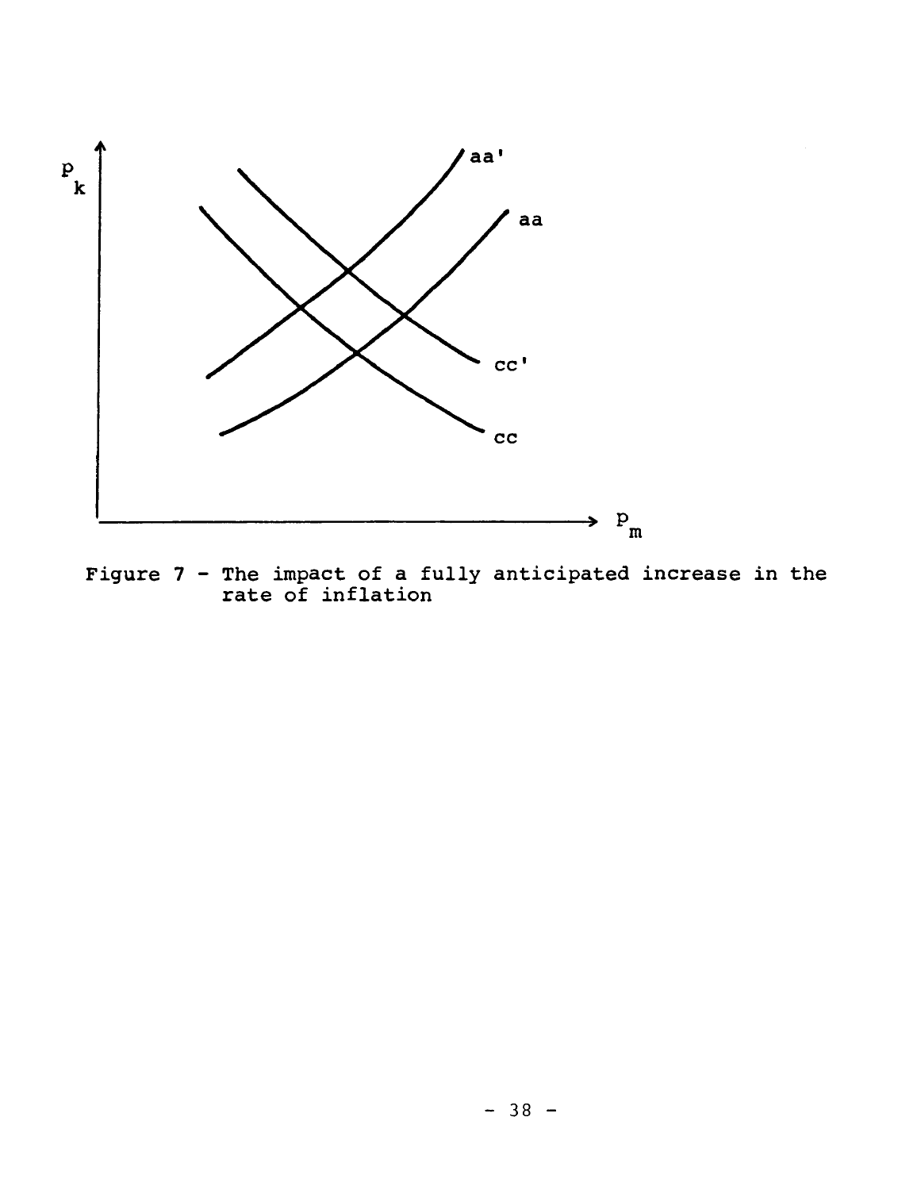Figure 7 - The impact of a fully anticipated increase in the rate of inflation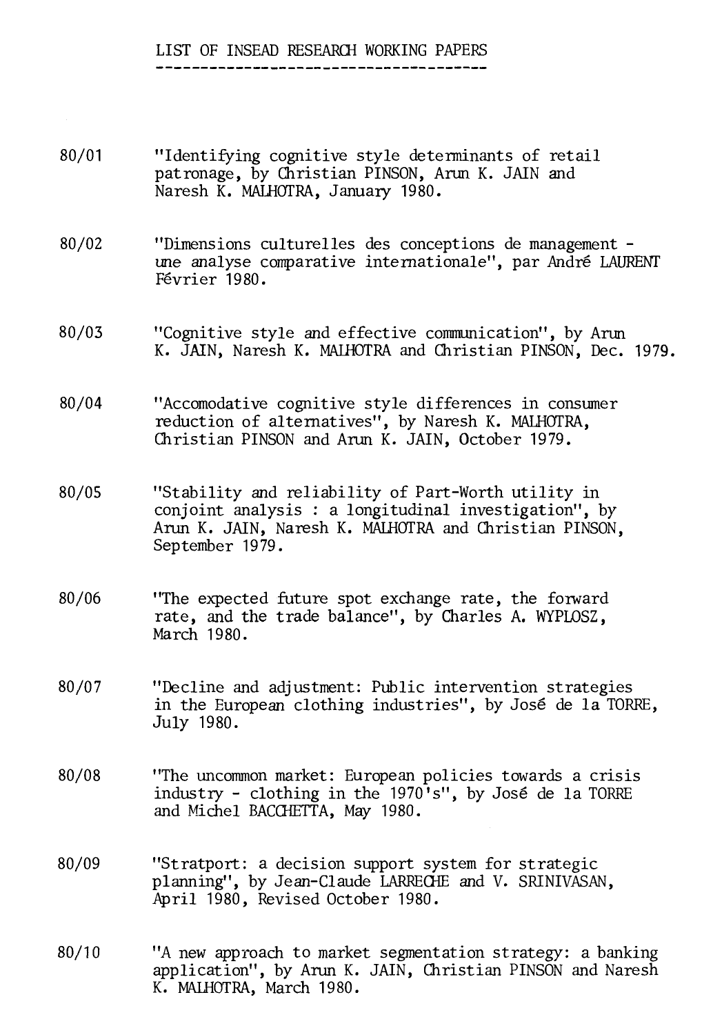## LIST OF INSEAD RESEARCH WORKING PAPERS

80/01 "Identifying cognitive style determinants of retail patronage, by Christian PINSON, Arun K. JAIN and Naresh K. MALHOTRA, January 1980.

80/02 "Dimensions culturelles des conceptions de management - une analyse comparative internationale", par André LAURENT Février 1980.

80/03 "Cognitive style and effective communication", by Arun K. JAIN, Naresh K. MALHOTRA and Christian PINSON, Dec. 1979.

80/04 "Accomodative cognitive style differences in consumer reduction of alternatives", by Naresh K. MALHOTRA, Christian PINSON and Arun K. JAIN, October 1979.

80/05 "Stability and reliability of Part-Worth utility in conjoint analysis : a longitudinal investigation", by Arun K. JAIN, Naresh K. MALHOTRA and Christian PINSON, September 1979.

80/06 "The expected future spot exchange rate, the forward rate, and the trade balance", by Charles A. WYPLOSZ, March 1980.

80/07 "Decline and adjustment: Public intervention strategies in the European clothing industries", by José de la TORRE, July 1980.

80/08 "The uncommon market: European policies towards a crisis industry - clothing in the 1970's", by José de la TORRE and Michel BACCHETTA, May 1980.

80/09 "Stratport: a decision support system for strategic planning", by Jean-Claude LARRECHE and V. SRINIVASAN, April 1980, Revised October 1980.

80/10 "A new approach to market segmentation strategy: a banking application", by Arun K. JAIN, Christian PINSON and Naresh K. MALHOTRA, March 1980.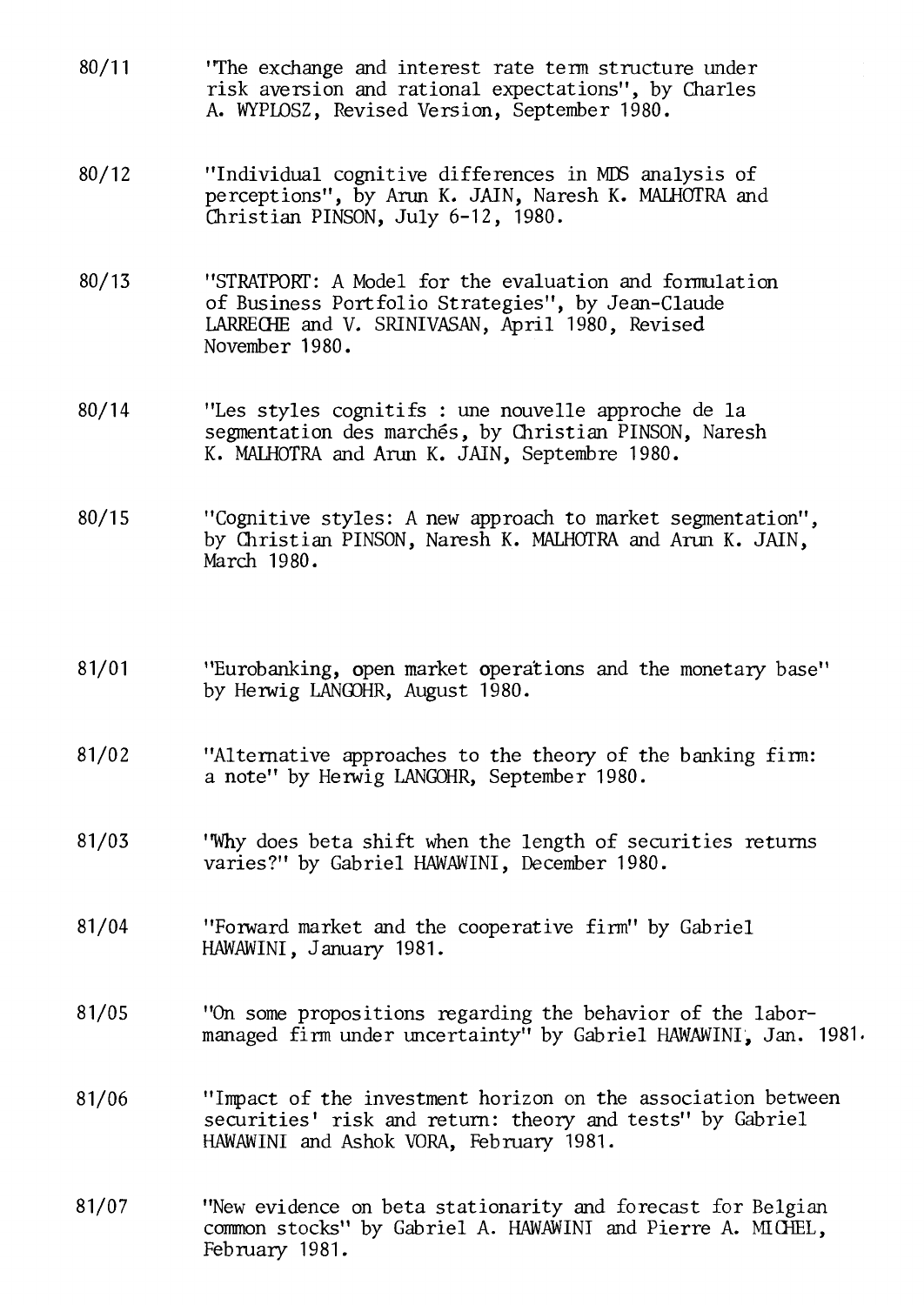80/11 "The exchange and interest rate term structure under risk aversion and rational expectations", by Charles A. WYPLOSZ, Revised Version, September 1980.

80/12 "Individual cognitive differences in MDS analysis of perceptions", by Arun K. JAIN, Naresh K. MALHOTRA and Christian PINSON, July 6-12, 1980.

80/13 "STRATPORT: A Model for the evaluation and formulation of Business Portfolio Strategies", by Jean-Claude LARRECHE and V. SRINIVASAN, April 1980, Revised November 1980.

80/14 "Les styles cognitifs : une nouvelle approche de la segmentation des marchés, by Christian PINSON, Naresh K. MALHOTRA and Arun K. JAIN, Septembre 1980.

80/15 "Cognitive styles: A new approach to market segmentation", by Christian PINSON, Naresh K. MALHOTRA and Arun K. JAIN, March 1980.

81/01 "Eurobanking, open market operations and the monetary base" by Herwig LANGOHR, August 1980.

81/02 "Alternative approaches to the theory of the banking firm: a note" by Herwig LANGOHR, September 1980.

81/03 "Why does beta shift when the length of securities returns varies?" by Gabriel HAWAWINI, December 1980.

81/04 "Forward market and the cooperative firm" by Gabriel HAWAWINI, January 1981.

81/05 "On some propositions regarding the behavior of the labor-managed firm under uncertainty" by Gabriel HAWAWINI, Jan. 1981.

81/06 "Impact of the investment horizon on the association between securities' risk and return: theory and tests" by Gabriel HAWAWINI and Ashok VORA, February 1981.

81/07 "New evidence on beta stationarity and forecast for Belgian common stocks" by Gabriel A. HAWAWINI and Pierre A. MICHEL, February 1981.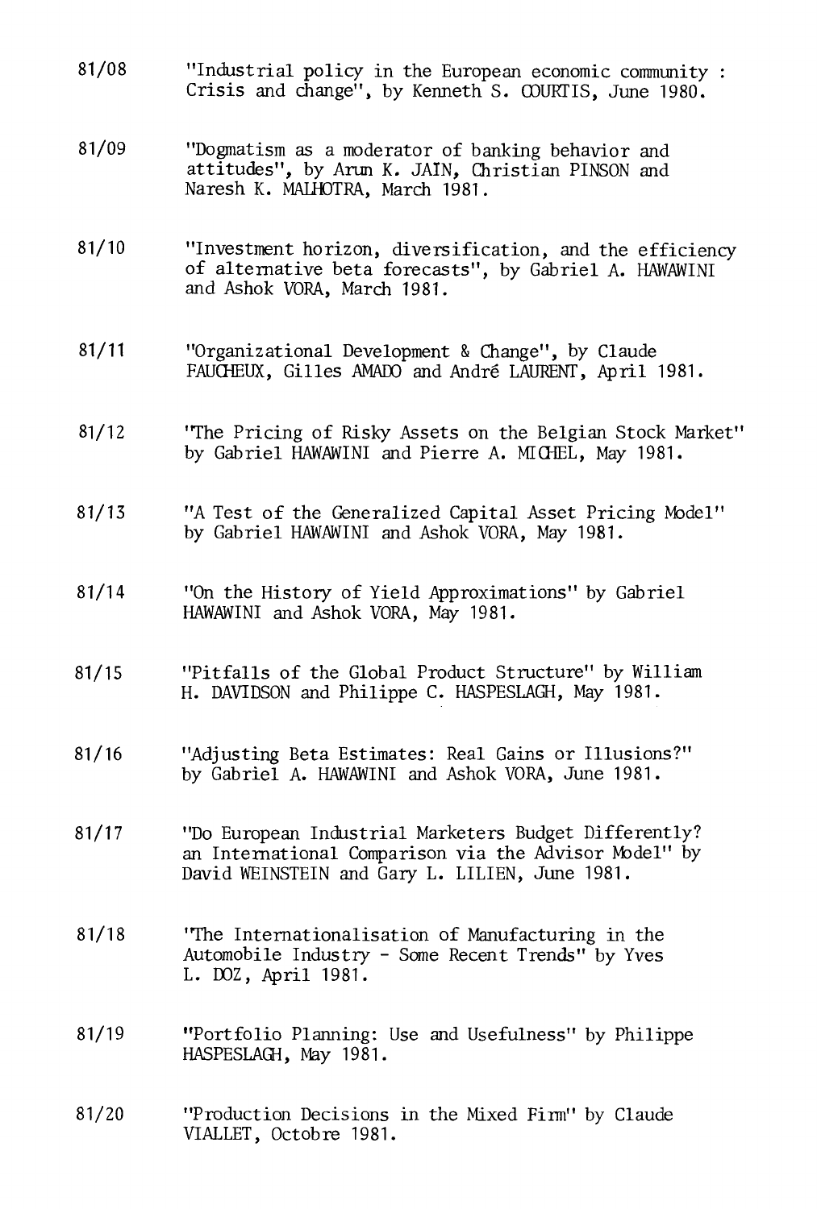81/08 "Industrial policy in the European economic community : Crisis and change", by Kenneth S. COURTIS, June 1980.

81/09 "Dogmatism as a moderator of banking behavior and attitudes", by Arun K. JAIN, Christian PINSON and Naresh K. MALHOTRA, March 1981.

81/10 "Investment horizon, diversification, and the efficiency of alternative beta forecasts", by Gabriel A. HAWAWINI and Ashok VORA, March 1981.

81/11 "Organizational Development & Change", by Claude FAUCHEUX, Gilles AMADO and André LAURENT, April 1981.

81/12 "The Pricing of Risky Assets on the Belgian Stock Market" by Gabriel HAWAWINI and Pierre A. MICHEL, May 1981.

81/13 "A Test of the Generalized Capital Asset Pricing Model" by Gabriel HAWAWINI and Ashok VORA, May 1981.

81/14 "On the History of Yield Approximations" by Gabriel HAWAWINI and Ashok VORA, May 1981.

81/15 "Pitfalls of the Global Product Structure" by William H. DAVIDSON and Philippe C. HASPESLAGH, May 1981.

81/16 "Adjusting Beta Estimates: Real Gains or Illusions?" by Gabriel A. HAWAWINI and Ashok VORA, June 1981.

81/17 "Do European Industrial Marketers Budget Differently? an International Comparison via the Advisor Model" by David WEINSTEIN and Gary L. LILIEN, June 1981.

81/18 "The Internationalisation of Manufacturing in the Automobile Industry - Some Recent Trends" by Yves L. DOZ, April 1981.

81/19 "Portfolio Planning: Use and Usefulness" by Philippe HASPESLAGH, May 1981.

81/20 "Production Decisions in the Mixed Firm" by Claude VIALLET, Octobre 1981.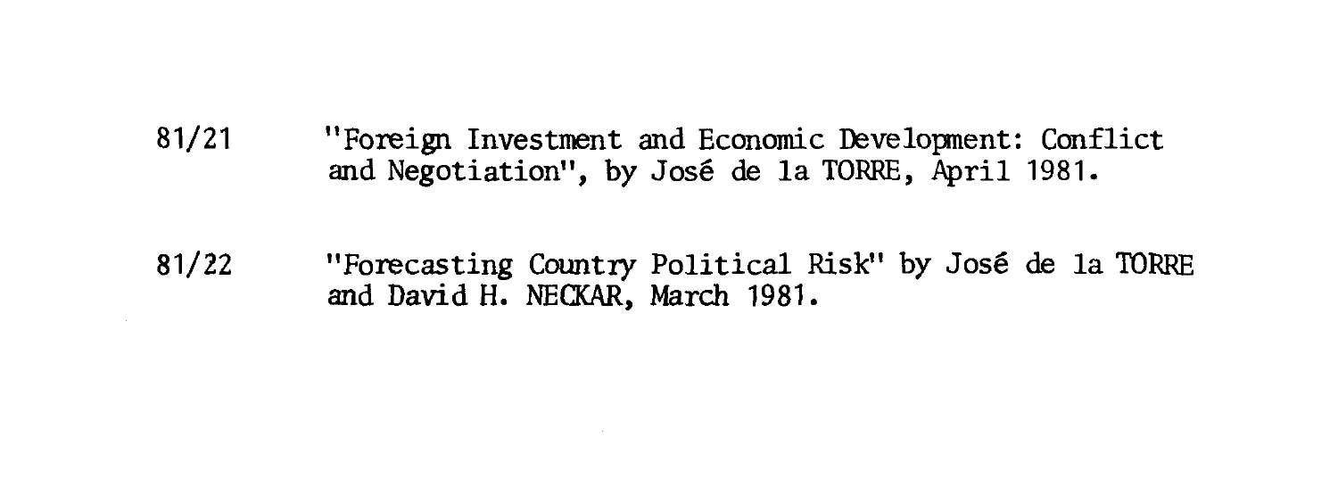81/21 "Foreign Investment and Economic Development: Conflict and Negotiation", by José de la TORRE, April 1981.

81/22 "Forecasting Country Political Risk" by José de la TORRE and David H. NECKAR, March 1981.